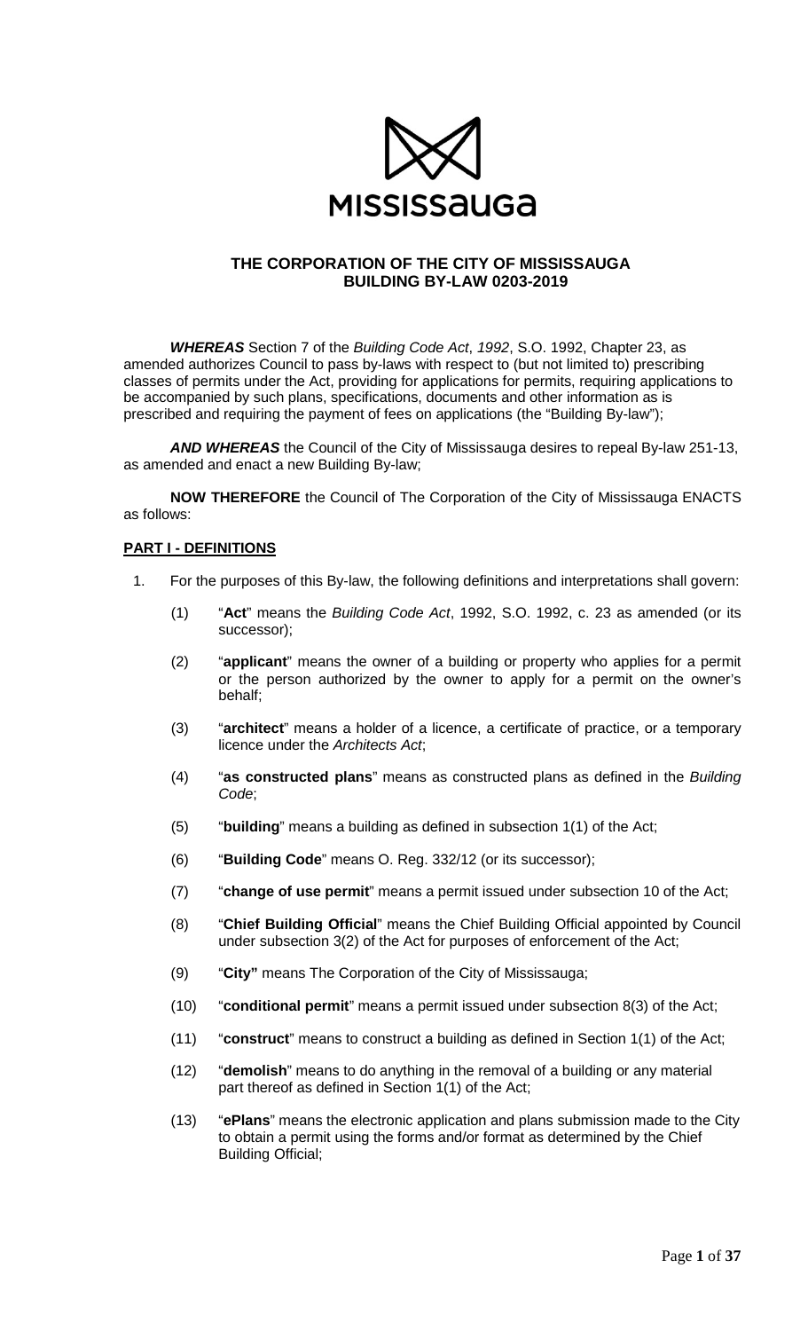MISSISSAUGA

# THE CORPORATION OF THE CITY OF MISSISSAUGA
## BUILDING BY-LAW 0203-2019

***WHEREAS*** Section 7 of the *Building Code Act*, *1992*, S.O. 1992, Chapter 23, as amended authorizes Council to pass by-laws with respect to (but not limited to) prescribing classes of permits under the Act, providing for applications for permits, requiring applications to be accompanied by such plans, specifications, documents and other information as is prescribed and requiring the payment of fees on applications (the "Building By-law");

***AND WHEREAS*** the Council of the City of Mississauga desires to repeal By-law 251-13, as amended and enact a new Building By-law;

**NOW THEREFORE** the Council of The Corporation of the City of Mississauga ENACTS as follows:

**PART I - DEFINITIONS**

1. For the purposes of this By-law, the following definitions and interpretations shall govern:

    (1) "**Act**" means the *Building Code Act*, 1992, S.O. 1992, c. 23 as amended (or its successor);

    (2) "**applicant**" means the owner of a building or property who applies for a permit or the person authorized by the owner to apply for a permit on the owner's behalf;

    (3) "**architect**" means a holder of a licence, a certificate of practice, or a temporary licence under the *Architects Act*;

    (4) "**as constructed plans**" means as constructed plans as defined in the *Building Code*;

    (5) "**building**" means a building as defined in subsection 1(1) of the Act;

    (6) "**Building Code**" means O. Reg. 332/12 (or its successor);

    (7) "**change of use permit**" means a permit issued under subsection 10 of the Act;

    (8) "**Chief Building Official**" means the Chief Building Official appointed by Council under subsection 3(2) of the Act for purposes of enforcement of the Act;

    (9) "**City"** means The Corporation of the City of Mississauga;

    (10) "**conditional permit**" means a permit issued under subsection 8(3) of the Act;

    (11) "**construct**" means to construct a building as defined in Section 1(1) of the Act;

    (12) "**demolish**" means to do anything in the removal of a building or any material part thereof as defined in Section 1(1) of the Act;

    (13) "**ePlans**" means the electronic application and plans submission made to the City to obtain a permit using the forms and/or format as determined by the Chief Building Official;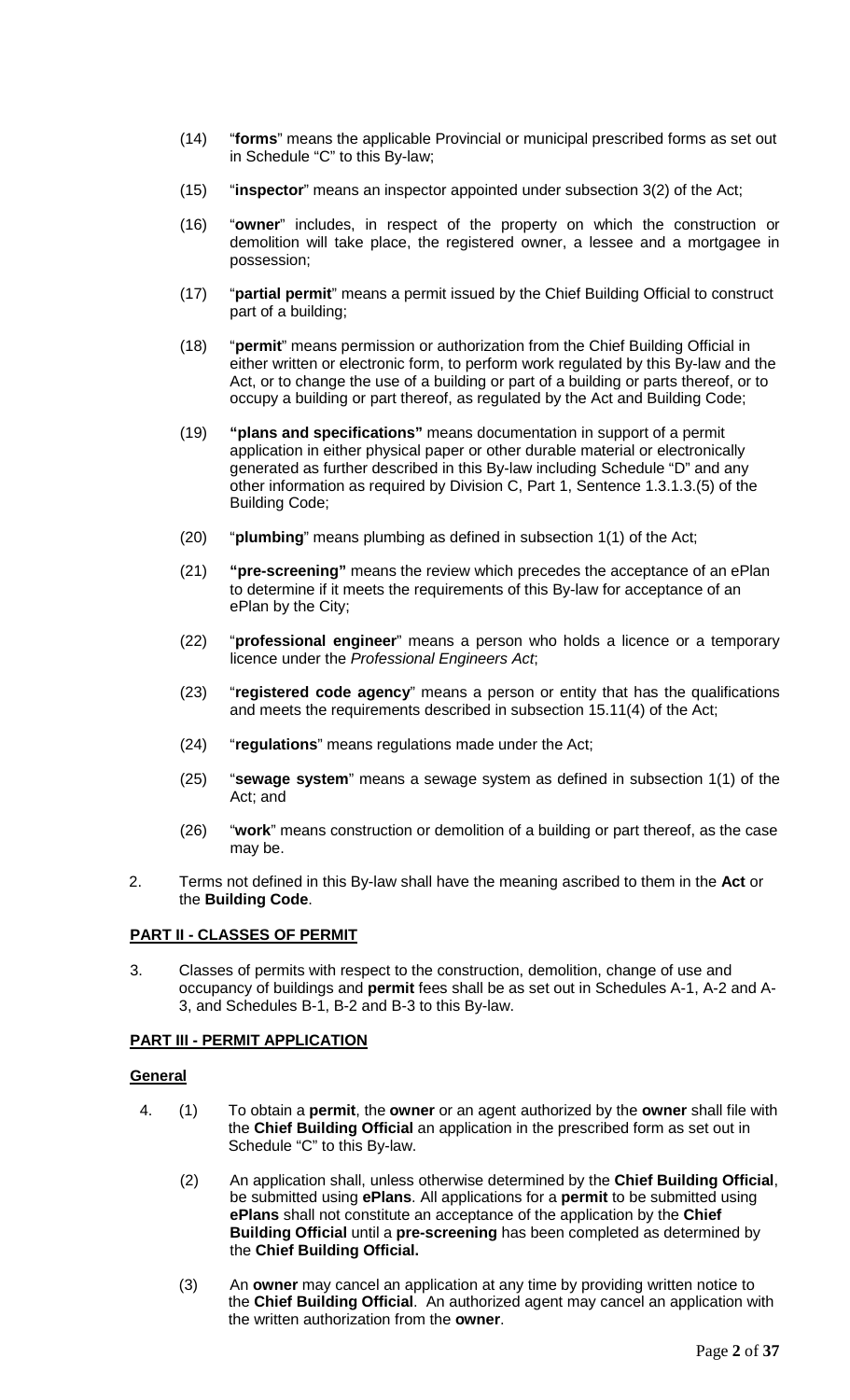(14) "**forms**" means the applicable Provincial or municipal prescribed forms as set out in Schedule "C" to this By-law;

(15) "**inspector**" means an inspector appointed under subsection 3(2) of the Act;

(16) "**owner**" includes, in respect of the property on which the construction or demolition will take place, the registered owner, a lessee and a mortgagee in possession;

(17) "**partial permit**" means a permit issued by the Chief Building Official to construct part of a building;

(18) "**permit**" means permission or authorization from the Chief Building Official in either written or electronic form, to perform work regulated by this By-law and the Act, or to change the use of a building or part of a building or parts thereof, or to occupy a building or part thereof, as regulated by the Act and Building Code;

(19) **"plans and specifications"** means documentation in support of a permit application in either physical paper or other durable material or electronically generated as further described in this By-law including Schedule "D" and any other information as required by Division C, Part 1, Sentence 1.3.1.3.(5) of the Building Code;

(20) "**plumbing**" means plumbing as defined in subsection 1(1) of the Act;

(21) **"pre-screening"** means the review which precedes the acceptance of an ePlan to determine if it meets the requirements of this By-law for acceptance of an ePlan by the City;

(22) "**professional engineer**" means a person who holds a licence or a temporary licence under the *Professional Engineers Act*;

(23) "**registered code agency**" means a person or entity that has the qualifications and meets the requirements described in subsection 15.11(4) of the Act;

(24) "**regulations**" means regulations made under the Act;

(25) "**sewage system**" means a sewage system as defined in subsection 1(1) of the Act; and

(26) "**work**" means construction or demolition of a building or part thereof, as the case may be.

2. Terms not defined in this By-law shall have the meaning ascribed to them in the **Act** or the **Building Code**.

**PART II - CLASSES OF PERMIT**

3. Classes of permits with respect to the construction, demolition, change of use and occupancy of buildings and **permit** fees shall be as set out in Schedules A-1, A-2 and A-3, and Schedules B-1, B-2 and B-3 to this By-law.

**PART III - PERMIT APPLICATION**

**General**

4. (1) To obtain a **permit**, the **owner** or an agent authorized by the **owner** shall file with the **Chief Building Official** an application in the prescribed form as set out in Schedule "C" to this By-law.

(2) An application shall, unless otherwise determined by the **Chief Building Official**, be submitted using **ePlans**. All applications for a **permit** to be submitted using **ePlans** shall not constitute an acceptance of the application by the **Chief Building Official** until a **pre-screening** has been completed as determined by the **Chief Building Official.**

(3) An **owner** may cancel an application at any time by providing written notice to the **Chief Building Official**. An authorized agent may cancel an application with the written authorization from the **owner**.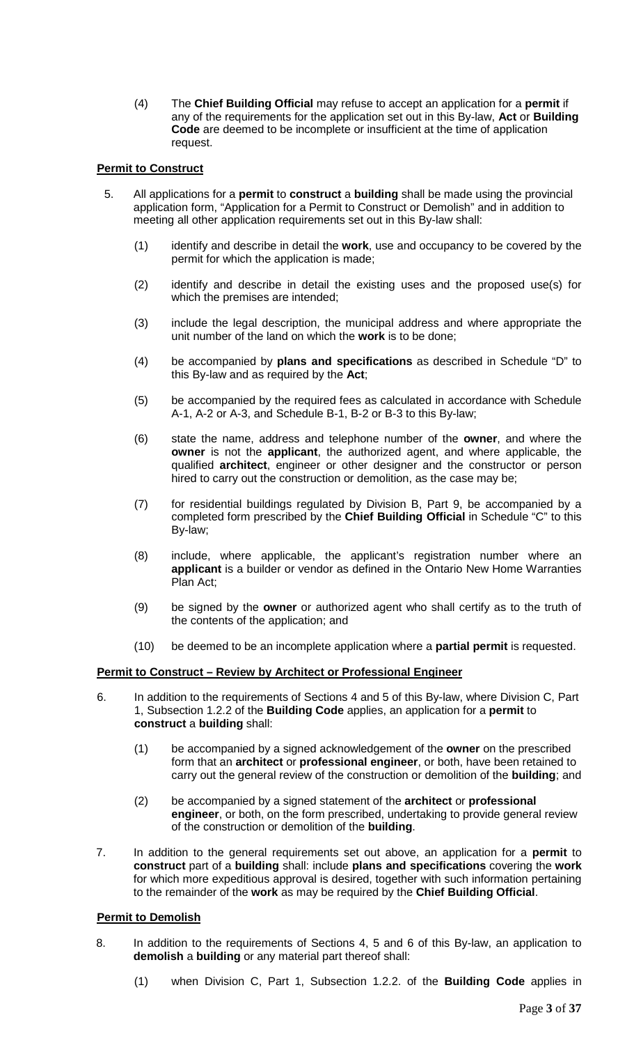(4) The **Chief Building Official** may refuse to accept an application for a **permit** if any of the requirements for the application set out in this By-law, **Act** or **Building Code** are deemed to be incomplete or insufficient at the time of application request.

**Permit to Construct**

5. All applications for a **permit** to **construct** a **building** shall be made using the provincial application form, "Application for a Permit to Construct or Demolish" and in addition to meeting all other application requirements set out in this By-law shall:

 (1) identify and describe in detail the **work**, use and occupancy to be covered by the permit for which the application is made;

 (2) identify and describe in detail the existing uses and the proposed use(s) for which the premises are intended;

 (3) include the legal description, the municipal address and where appropriate the unit number of the land on which the **work** is to be done;

 (4) be accompanied by **plans and specifications** as described in Schedule "D" to this By-law and as required by the **Act**;

 (5) be accompanied by the required fees as calculated in accordance with Schedule A-1, A-2 or A-3, and Schedule B-1, B-2 or B-3 to this By-law;

 (6) state the name, address and telephone number of the **owner**, and where the **owner** is not the **applicant**, the authorized agent, and where applicable, the qualified **architect**, engineer or other designer and the constructor or person hired to carry out the construction or demolition, as the case may be;

 (7) for residential buildings regulated by Division B, Part 9, be accompanied by a completed form prescribed by the **Chief Building Official** in Schedule "C" to this By-law;

 (8) include, where applicable, the applicant's registration number where an **applicant** is a builder or vendor as defined in the Ontario New Home Warranties Plan Act;

 (9) be signed by the **owner** or authorized agent who shall certify as to the truth of the contents of the application; and

 (10) be deemed to be an incomplete application where a **partial permit** is requested.

**Permit to Construct – Review by Architect or Professional Engineer**

6. In addition to the requirements of Sections 4 and 5 of this By-law, where Division C, Part 1, Subsection 1.2.2 of the **Building Code** applies, an application for a **permit** to **construct** a **building** shall:

 (1) be accompanied by a signed acknowledgement of the **owner** on the prescribed form that an **architect** or **professional engineer**, or both, have been retained to carry out the general review of the construction or demolition of the **building**; and

 (2) be accompanied by a signed statement of the **architect** or **professional engineer**, or both, on the form prescribed, undertaking to provide general review of the construction or demolition of the **building**.

7. In addition to the general requirements set out above, an application for a **permit** to **construct** part of a **building** shall: include **plans and specifications** covering the **work** for which more expeditious approval is desired, together with such information pertaining to the remainder of the **work** as may be required by the **Chief Building Official**.

**Permit to Demolish**

8. In addition to the requirements of Sections 4, 5 and 6 of this By-law, an application to **demolish** a **building** or any material part thereof shall:

 (1) when Division C, Part 1, Subsection 1.2.2. of the **Building Code** applies in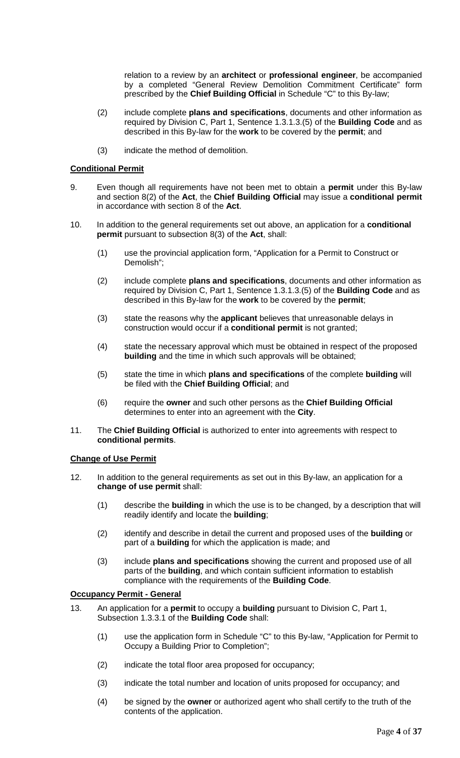relation to a review by an **architect** or **professional engineer**, be accompanied by a completed "General Review Demolition Commitment Certificate" form prescribed by the **Chief Building Official** in Schedule "C" to this By-law;

(2) include complete **plans and specifications**, documents and other information as required by Division C, Part 1, Sentence 1.3.1.3.(5) of the **Building Code** and as described in this By-law for the **work** to be covered by the **permit**; and

(3) indicate the method of demolition.

**Conditional Permit**

9. Even though all requirements have not been met to obtain a **permit** under this By-law and section 8(2) of the **Act**, the **Chief Building Official** may issue a **conditional permit** in accordance with section 8 of the **Act**.

10. In addition to the general requirements set out above, an application for a **conditional permit** pursuant to subsection 8(3) of the **Act**, shall:

(1) use the provincial application form, "Application for a Permit to Construct or Demolish";

(2) include complete **plans and specifications**, documents and other information as required by Division C, Part 1, Sentence 1.3.1.3.(5) of the **Building Code** and as described in this By-law for the **work** to be covered by the **permit**;

(3) state the reasons why the **applicant** believes that unreasonable delays in construction would occur if a **conditional permit** is not granted;

(4) state the necessary approval which must be obtained in respect of the proposed **building** and the time in which such approvals will be obtained;

(5) state the time in which **plans and specifications** of the complete **building** will be filed with the **Chief Building Official**; and

(6) require the **owner** and such other persons as the **Chief Building Official** determines to enter into an agreement with the **City**.

11. The **Chief Building Official** is authorized to enter into agreements with respect to **conditional permits**.

**Change of Use Permit**

12. In addition to the general requirements as set out in this By-law, an application for a **change of use permit** shall:

(1) describe the **building** in which the use is to be changed, by a description that will readily identify and locate the **building**;

(2) identify and describe in detail the current and proposed uses of the **building** or part of a **building** for which the application is made; and

(3) include **plans and specifications** showing the current and proposed use of all parts of the **building**, and which contain sufficient information to establish compliance with the requirements of the **Building Code**.

**Occupancy Permit - General**

13. An application for a **permit** to occupy a **building** pursuant to Division C, Part 1, Subsection 1.3.3.1 of the **Building Code** shall:

(1) use the application form in Schedule "C" to this By-law, "Application for Permit to Occupy a Building Prior to Completion";

(2) indicate the total floor area proposed for occupancy;

(3) indicate the total number and location of units proposed for occupancy; and

(4) be signed by the **owner** or authorized agent who shall certify to the truth of the contents of the application.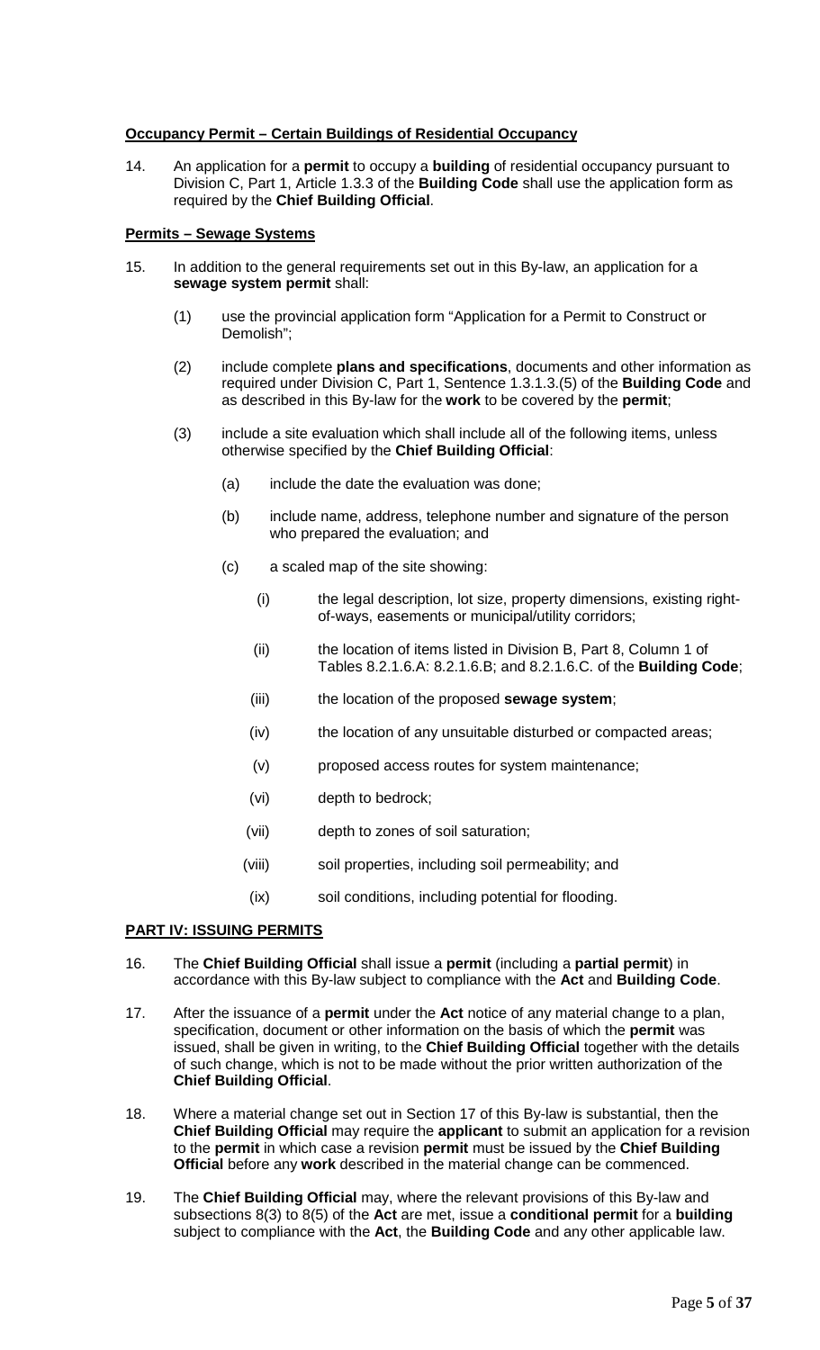**Occupancy Permit – Certain Buildings of Residential Occupancy**

14. An application for a **permit** to occupy a **building** of residential occupancy pursuant to Division C, Part 1, Article 1.3.3 of the **Building Code** shall use the application form as required by the **Chief Building Official**.

**Permits – Sewage Systems**

15. In addition to the general requirements set out in this By-law, an application for a **sewage system permit** shall:

    (1) use the provincial application form "Application for a Permit to Construct or Demolish";

    (2) include complete **plans and specifications**, documents and other information as required under Division C, Part 1, Sentence 1.3.1.3.(5) of the **Building Code** and as described in this By-law for the **work** to be covered by the **permit**;

    (3) include a site evaluation which shall include all of the following items, unless otherwise specified by the **Chief Building Official**:

        (a) include the date the evaluation was done;

        (b) include name, address, telephone number and signature of the person who prepared the evaluation; and

        (c) a scaled map of the site showing:

            (i) the legal description, lot size, property dimensions, existing right-of-ways, easements or municipal/utility corridors;

            (ii) the location of items listed in Division B, Part 8, Column 1 of Tables 8.2.1.6.A: 8.2.1.6.B; and 8.2.1.6.C. of the **Building Code**;

            (iii) the location of the proposed **sewage system**;

            (iv) the location of any unsuitable disturbed or compacted areas;

            (v) proposed access routes for system maintenance;

            (vi) depth to bedrock;

            (vii) depth to zones of soil saturation;

            (viii) soil properties, including soil permeability; and

            (ix) soil conditions, including potential for flooding.

**PART IV: ISSUING PERMITS**

16. The **Chief Building Official** shall issue a **permit** (including a **partial permit**) in accordance with this By-law subject to compliance with the **Act** and **Building Code**.

17. After the issuance of a **permit** under the **Act** notice of any material change to a plan, specification, document or other information on the basis of which the **permit** was issued, shall be given in writing, to the **Chief Building Official** together with the details of such change, which is not to be made without the prior written authorization of the **Chief Building Official**.

18. Where a material change set out in Section 17 of this By-law is substantial, then the **Chief Building Official** may require the **applicant** to submit an application for a revision to the **permit** in which case a revision **permit** must be issued by the **Chief Building Official** before any **work** described in the material change can be commenced.

19. The **Chief Building Official** may, where the relevant provisions of this By-law and subsections 8(3) to 8(5) of the **Act** are met, issue a **conditional permit** for a **building** subject to compliance with the **Act**, the **Building Code** and any other applicable law.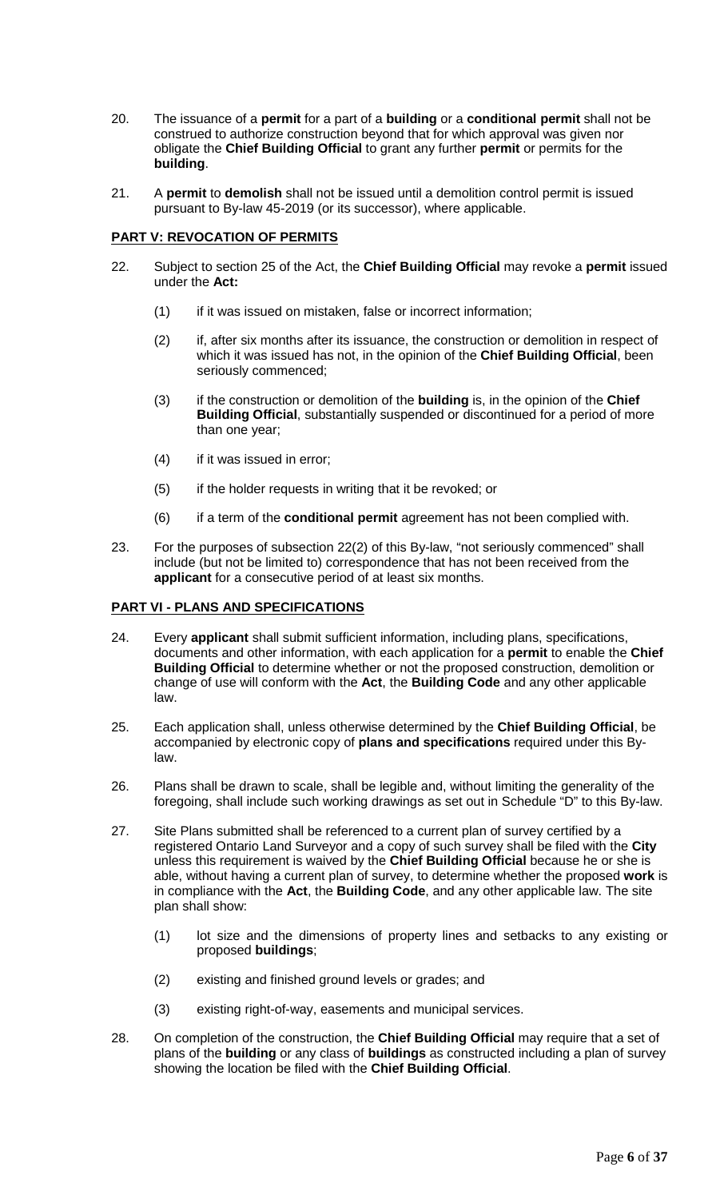20. The issuance of a **permit** for a part of a **building** or a **conditional permit** shall not be construed to authorize construction beyond that for which approval was given nor obligate the **Chief Building Official** to grant any further **permit** or permits for the **building**.

21. A **permit** to **demolish** shall not be issued until a demolition control permit is issued pursuant to By-law 45-2019 (or its successor), where applicable.

## PART V: REVOCATION OF PERMITS

22. Subject to section 25 of the Act, the **Chief Building Official** may revoke a **permit** issued under the **Act:**

    (1) if it was issued on mistaken, false or incorrect information;

    (2) if, after six months after its issuance, the construction or demolition in respect of which it was issued has not, in the opinion of the **Chief Building Official**, been seriously commenced;

    (3) if the construction or demolition of the **building** is, in the opinion of the **Chief Building Official**, substantially suspended or discontinued for a period of more than one year;

    (4) if it was issued in error;

    (5) if the holder requests in writing that it be revoked; or

    (6) if a term of the **conditional permit** agreement has not been complied with.

23. For the purposes of subsection 22(2) of this By-law, "not seriously commenced" shall include (but not be limited to) correspondence that has not been received from the **applicant** for a consecutive period of at least six months.

## PART VI - PLANS AND SPECIFICATIONS

24. Every **applicant** shall submit sufficient information, including plans, specifications, documents and other information, with each application for a **permit** to enable the **Chief Building Official** to determine whether or not the proposed construction, demolition or change of use will conform with the **Act**, the **Building Code** and any other applicable law.

25. Each application shall, unless otherwise determined by the **Chief Building Official**, be accompanied by electronic copy of **plans and specifications** required under this By-law.

26. Plans shall be drawn to scale, shall be legible and, without limiting the generality of the foregoing, shall include such working drawings as set out in Schedule "D" to this By-law.

27. Site Plans submitted shall be referenced to a current plan of survey certified by a registered Ontario Land Surveyor and a copy of such survey shall be filed with the **City** unless this requirement is waived by the **Chief Building Official** because he or she is able, without having a current plan of survey, to determine whether the proposed **work** is in compliance with the **Act**, the **Building Code**, and any other applicable law. The site plan shall show:

    (1) lot size and the dimensions of property lines and setbacks to any existing or proposed **buildings**;

    (2) existing and finished ground levels or grades; and

    (3) existing right-of-way, easements and municipal services.

28. On completion of the construction, the **Chief Building Official** may require that a set of plans of the **building** or any class of **buildings** as constructed including a plan of survey showing the location be filed with the **Chief Building Official**.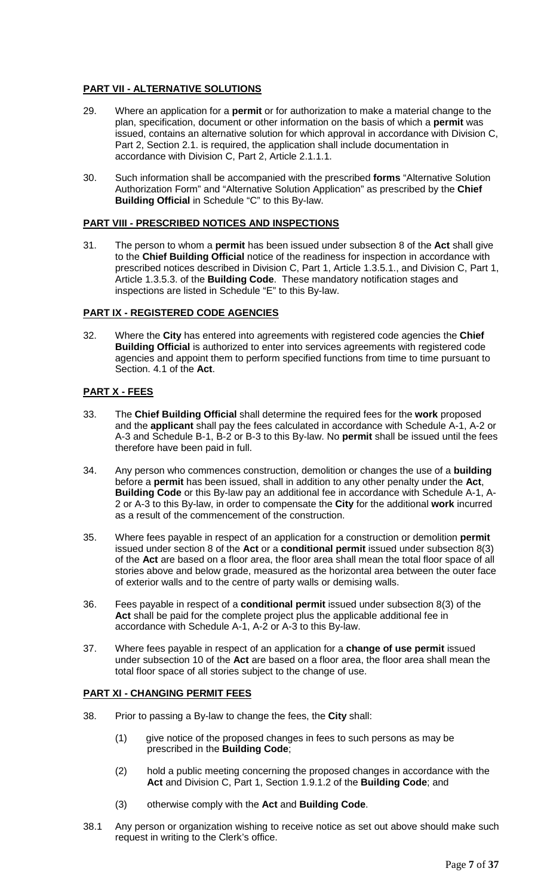## PART VII - ALTERNATIVE SOLUTIONS

29. Where an application for a **permit** or for authorization to make a material change to the plan, specification, document or other information on the basis of which a **permit** was issued, contains an alternative solution for which approval in accordance with Division C, Part 2, Section 2.1. is required, the application shall include documentation in accordance with Division C, Part 2, Article 2.1.1.1.

30. Such information shall be accompanied with the prescribed **forms** "Alternative Solution Authorization Form" and "Alternative Solution Application" as prescribed by the **Chief Building Official** in Schedule "C" to this By-law.

## PART VIII - PRESCRIBED NOTICES AND INSPECTIONS

31. The person to whom a **permit** has been issued under subsection 8 of the **Act** shall give to the **Chief Building Official** notice of the readiness for inspection in accordance with prescribed notices described in Division C, Part 1, Article 1.3.5.1., and Division C, Part 1, Article 1.3.5.3. of the **Building Code**. These mandatory notification stages and inspections are listed in Schedule "E" to this By-law.

## PART IX - REGISTERED CODE AGENCIES

32. Where the **City** has entered into agreements with registered code agencies the **Chief Building Official** is authorized to enter into services agreements with registered code agencies and appoint them to perform specified functions from time to time pursuant to Section. 4.1 of the **Act**.

## PART X - FEES

33. The **Chief Building Official** shall determine the required fees for the **work** proposed and the **applicant** shall pay the fees calculated in accordance with Schedule A-1, A-2 or A-3 and Schedule B-1, B-2 or B-3 to this By-law. No **permit** shall be issued until the fees therefore have been paid in full.

34. Any person who commences construction, demolition or changes the use of a **building** before a **permit** has been issued, shall in addition to any other penalty under the **Act**, **Building Code** or this By-law pay an additional fee in accordance with Schedule A-1, A-2 or A-3 to this By-law, in order to compensate the **City** for the additional **work** incurred as a result of the commencement of the construction.

35. Where fees payable in respect of an application for a construction or demolition **permit** issued under section 8 of the **Act** or a **conditional permit** issued under subsection 8(3) of the **Act** are based on a floor area, the floor area shall mean the total floor space of all stories above and below grade, measured as the horizontal area between the outer face of exterior walls and to the centre of party walls or demising walls.

36. Fees payable in respect of a **conditional permit** issued under subsection 8(3) of the **Act** shall be paid for the complete project plus the applicable additional fee in accordance with Schedule A-1, A-2 or A-3 to this By-law.

37. Where fees payable in respect of an application for a **change of use permit** issued under subsection 10 of the **Act** are based on a floor area, the floor area shall mean the total floor space of all stories subject to the change of use.

## PART XI - CHANGING PERMIT FEES

38. Prior to passing a By-law to change the fees, the **City** shall:

    (1) give notice of the proposed changes in fees to such persons as may be prescribed in the **Building Code**;

    (2) hold a public meeting concerning the proposed changes in accordance with the **Act** and Division C, Part 1, Section 1.9.1.2 of the **Building Code**; and

    (3) otherwise comply with the **Act** and **Building Code**.

38.1 Any person or organization wishing to receive notice as set out above should make such request in writing to the Clerk's office.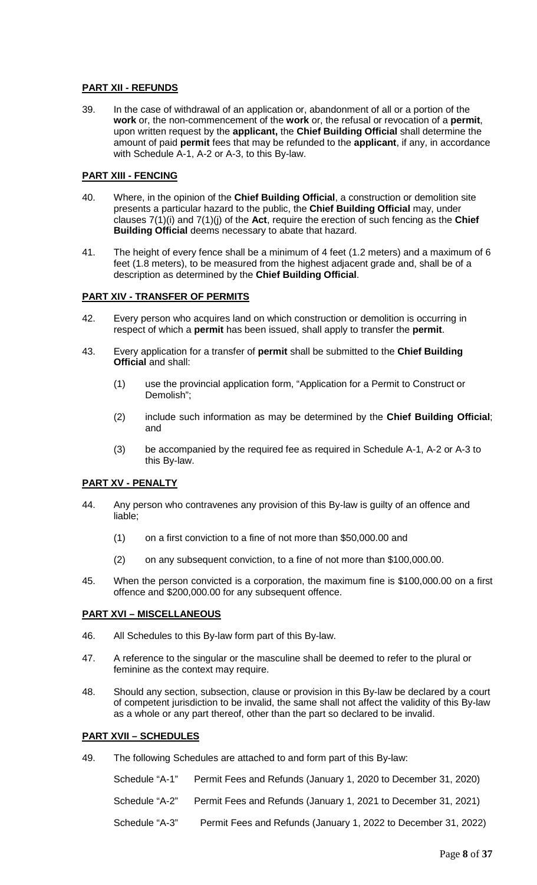## PART XII - REFUNDS

39. In the case of withdrawal of an application or, abandonment of all or a portion of the **work** or, the non-commencement of the **work** or, the refusal or revocation of a **permit**, upon written request by the **applicant,** the **Chief Building Official** shall determine the amount of paid **permit** fees that may be refunded to the **applicant**, if any, in accordance with Schedule A-1, A-2 or A-3, to this By-law.

## PART XIII - FENCING

40. Where, in the opinion of the **Chief Building Official**, a construction or demolition site presents a particular hazard to the public, the **Chief Building Official** may, under clauses 7(1)(i) and 7(1)(j) of the **Act**, require the erection of such fencing as the **Chief Building Official** deems necessary to abate that hazard.

41. The height of every fence shall be a minimum of 4 feet (1.2 meters) and a maximum of 6 feet (1.8 meters), to be measured from the highest adjacent grade and, shall be of a description as determined by the **Chief Building Official**.

## PART XIV - TRANSFER OF PERMITS

42. Every person who acquires land on which construction or demolition is occurring in respect of which a **permit** has been issued, shall apply to transfer the **permit**.

43. Every application for a transfer of **permit** shall be submitted to the **Chief Building Official** and shall:

    (1) use the provincial application form, "Application for a Permit to Construct or Demolish";

    (2) include such information as may be determined by the **Chief Building Official**; and

    (3) be accompanied by the required fee as required in Schedule A-1, A-2 or A-3 to this By-law.

## PART XV - PENALTY

44. Any person who contravenes any provision of this By-law is guilty of an offence and liable;

    (1) on a first conviction to a fine of not more than $50,000.00 and

    (2) on any subsequent conviction, to a fine of not more than $100,000.00.

45. When the person convicted is a corporation, the maximum fine is $100,000.00 on a first offence and $200,000.00 for any subsequent offence.

## PART XVI – MISCELLANEOUS

46. All Schedules to this By-law form part of this By-law.

47. A reference to the singular or the masculine shall be deemed to refer to the plural or feminine as the context may require.

48. Should any section, subsection, clause or provision in this By-law be declared by a court of competent jurisdiction to be invalid, the same shall not affect the validity of this By-law as a whole or any part thereof, other than the part so declared to be invalid.

## PART XVII – SCHEDULES

49. The following Schedules are attached to and form part of this By-law:

    Schedule "A-1" Permit Fees and Refunds (January 1, 2020 to December 31, 2020)

    Schedule "A-2" Permit Fees and Refunds (January 1, 2021 to December 31, 2021)

    Schedule "A-3" Permit Fees and Refunds (January 1, 2022 to December 31, 2022)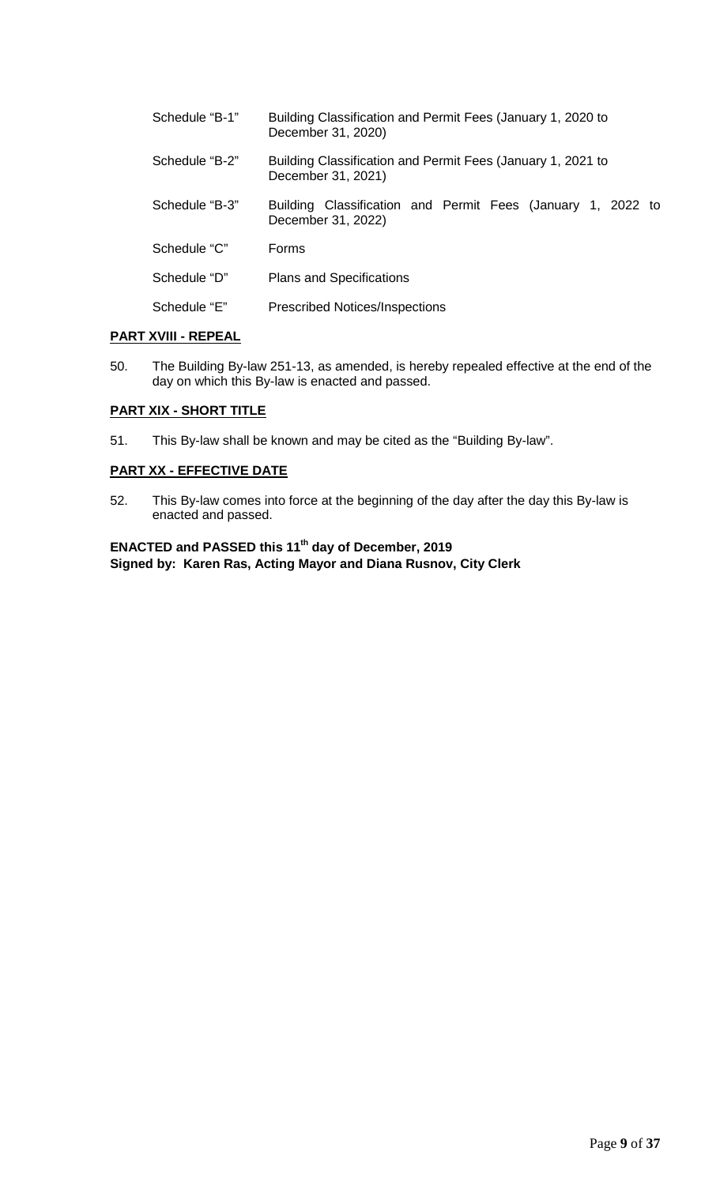| | |
|---|---|
| Schedule "B-1" | Building Classification and Permit Fees (January 1, 2020 to December 31, 2020) |
| Schedule "B-2" | Building Classification and Permit Fees (January 1, 2021 to December 31, 2021) |
| Schedule "B-3" | Building Classification and Permit Fees (January 1, 2022 to December 31, 2022) |
| Schedule "C" | Forms |
| Schedule "D" | Plans and Specifications |
| Schedule "E" | Prescribed Notices/Inspections |

**PART XVIII - REPEAL**

50. The Building By-law 251-13, as amended, is hereby repealed effective at the end of the day on which this By-law is enacted and passed.

**PART XIX - SHORT TITLE**

51. This By-law shall be known and may be cited as the "Building By-law".

**PART XX - EFFECTIVE DATE**

52. This By-law comes into force at the beginning of the day after the day this By-law is enacted and passed.

**ENACTED and PASSED this 11th day of December, 2019**
**Signed by: Karen Ras, Acting Mayor and Diana Rusnov, City Clerk**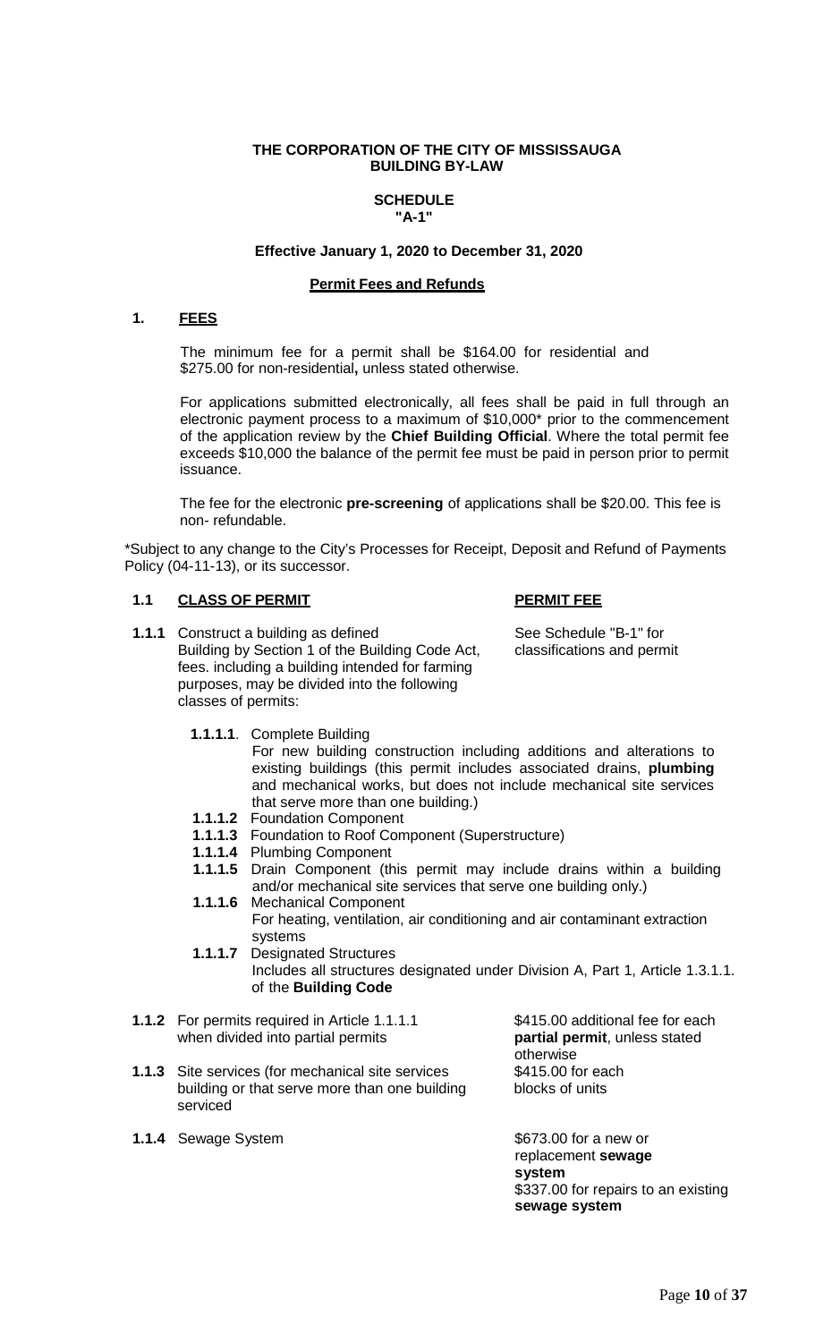**THE CORPORATION OF THE CITY OF MISSISSAUGA**
**BUILDING BY-LAW**

**SCHEDULE**
**"A-1"**

**Effective January 1, 2020 to December 31, 2020**

**Permit Fees and Refunds**

## 1. FEES

The minimum fee for a permit shall be $164.00 for residential and $275.00 for non-residential**,** unless stated otherwise.

For applications submitted electronically, all fees shall be paid in full through an electronic payment process to a maximum of $10,000* prior to the commencement of the application review by the **Chief Building Official**. Where the total permit fee exceeds $10,000 the balance of the permit fee must be paid in person prior to permit issuance.

The fee for the electronic **pre-screening** of applications shall be $20.00. This fee is non- refundable.

*Subject to any change to the City's Processes for Receipt, Deposit and Refund of Payments Policy (04-11-13), or its successor.

| **1.1 CLASS OF PERMIT** | **PERMIT FEE** |
|---|---|
| **1.1.1** Construct a building as defined Building by Section 1 of the Building Code Act, fees. including a building intended for farming purposes, may be divided into the following classes of permits: | See Schedule "B-1" for classifications and permit |

**1.1.1.1**. Complete Building
For new building construction including additions and alterations to existing buildings (this permit includes associated drains, **plumbing** and mechanical works, but does not include mechanical site services that serve more than one building.)

**1.1.1.2** Foundation Component

**1.1.1.3** Foundation to Roof Component (Superstructure)

**1.1.1.4** Plumbing Component

**1.1.1.5** Drain Component (this permit may include drains within a building and/or mechanical site services that serve one building only.)

**1.1.1.6** Mechanical Component
For heating, ventilation, air conditioning and air contaminant extraction systems

**1.1.1.7** Designated Structures
Includes all structures designated under Division A, Part 1, Article 1.3.1.1. of the **Building Code**

| | |
|---|---|
| **1.1.2** For permits required in Article 1.1.1.1 when divided into partial permits | $415.00 additional fee for each **partial permit**, unless stated otherwise |
| **1.1.3** Site services (for mechanical site services building or that serve more than one building serviced | $415.00 for each blocks of units |
| **1.1.4** Sewage System | $673.00 for a new or replacement **sewage system**<br>$337.00 for repairs to an existing **sewage system** |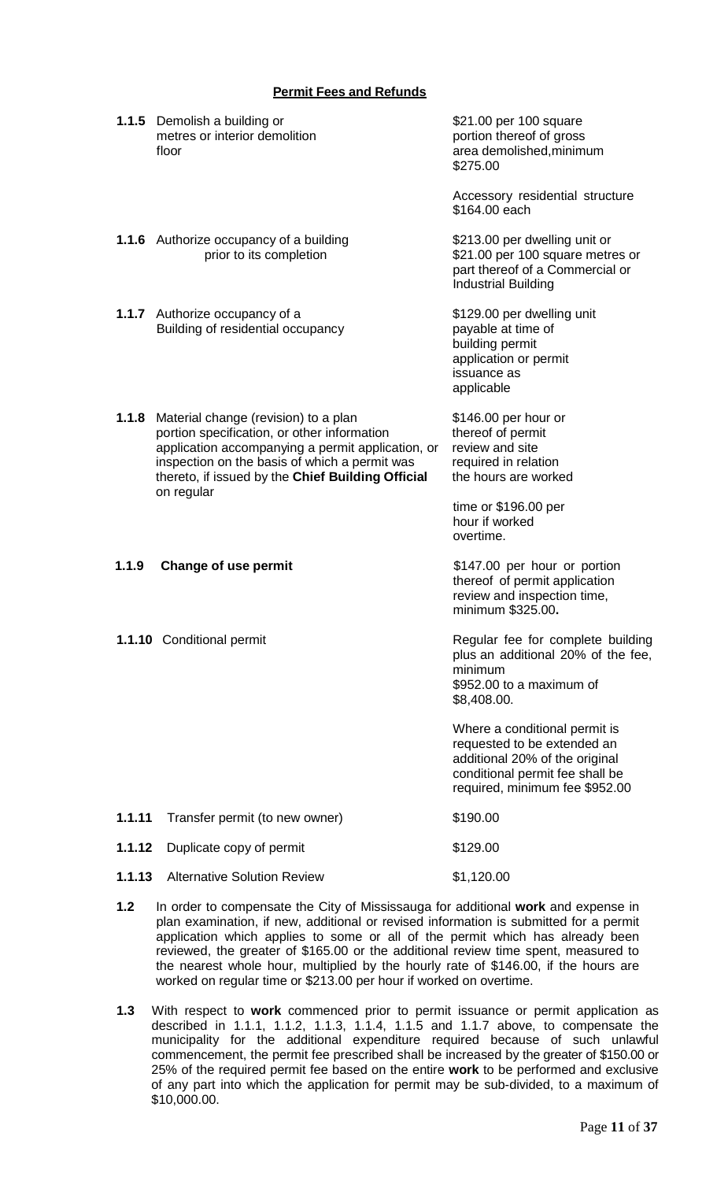**Permit Fees and Refunds**

| | | |
|---|---|---|
| **1.1.5** | Demolish a building or metres or interior demolition floor | $21.00 per 100 square portion thereof of gross area demolished,minimum $275.00<br><br>Accessory residential structure $164.00 each |
| **1.1.6** | Authorize occupancy of a building prior to its completion | $213.00 per dwelling unit or $21.00 per 100 square metres or part thereof of a Commercial or Industrial Building |
| **1.1.7** | Authorize occupancy of a Building of residential occupancy | $129.00 per dwelling unit payable at time of building permit application or permit issuance as applicable |
| **1.1.8** | Material change (revision) to a plan portion specification, or other information application accompanying a permit application, or inspection on the basis of which a permit was thereto, if issued by the **Chief Building Official** on regular | $146.00 per hour or thereof of permit review and site required in relation the hours are worked<br><br>time or $196.00 per hour if worked overtime. |
| **1.1.9** | **Change of use permit** | $147.00 per hour or portion thereof of permit application review and inspection time, minimum $325.00**.** |
| **1.1.10** | Conditional permit | Regular fee for complete building plus an additional 20% of the fee, minimum $952.00 to a maximum of $8,408.00.<br><br>Where a conditional permit is requested to be extended an additional 20% of the original conditional permit fee shall be required, minimum fee $952.00 |
| **1.1.11** | Transfer permit (to new owner) | $190.00 |
| **1.1.12** | Duplicate copy of permit | $129.00 |
| **1.1.13** | Alternative Solution Review | $1,120.00 |

**1.2** In order to compensate the City of Mississauga for additional **work** and expense in plan examination, if new, additional or revised information is submitted for a permit application which applies to some or all of the permit which has already been reviewed, the greater of $165.00 or the additional review time spent, measured to the nearest whole hour, multiplied by the hourly rate of $146.00, if the hours are worked on regular time or $213.00 per hour if worked on overtime.

**1.3** With respect to **work** commenced prior to permit issuance or permit application as described in 1.1.1, 1.1.2, 1.1.3, 1.1.4, 1.1.5 and 1.1.7 above, to compensate the municipality for the additional expenditure required because of such unlawful commencement, the permit fee prescribed shall be increased by the greater of $150.00 or 25% of the required permit fee based on the entire **work** to be performed and exclusive of any part into which the application for permit may be sub-divided, to a maximum of $10,000.00.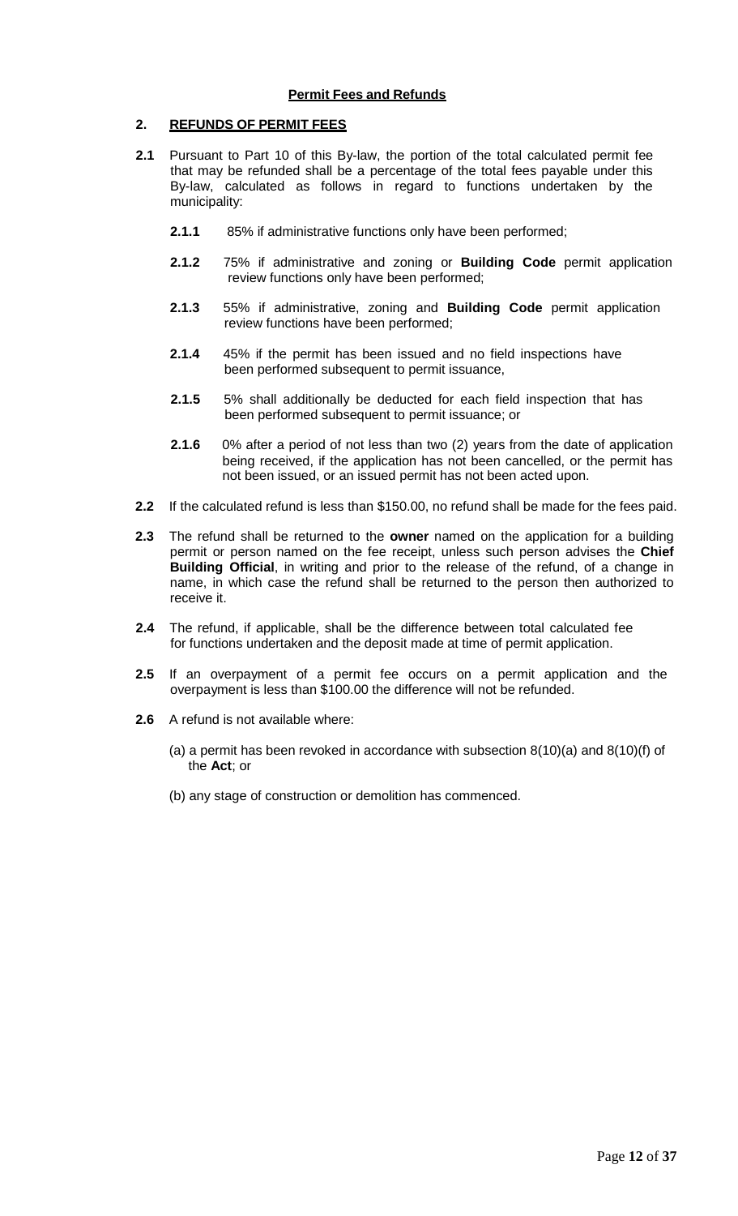**Permit Fees and Refunds**

## 2. REFUNDS OF PERMIT FEES

**2.1** Pursuant to Part 10 of this By-law, the portion of the total calculated permit fee that may be refunded shall be a percentage of the total fees payable under this By-law, calculated as follows in regard to functions undertaken by the municipality:

**2.1.1** 85% if administrative functions only have been performed;

**2.1.2** 75% if administrative and zoning or **Building Code** permit application review functions only have been performed;

**2.1.3** 55% if administrative, zoning and **Building Code** permit application review functions have been performed;

**2.1.4** 45% if the permit has been issued and no field inspections have been performed subsequent to permit issuance,

**2.1.5** 5% shall additionally be deducted for each field inspection that has been performed subsequent to permit issuance; or

**2.1.6** 0% after a period of not less than two (2) years from the date of application being received, if the application has not been cancelled, or the permit has not been issued, or an issued permit has not been acted upon.

**2.2** If the calculated refund is less than $150.00, no refund shall be made for the fees paid.

**2.3** The refund shall be returned to the **owner** named on the application for a building permit or person named on the fee receipt, unless such person advises the **Chief Building Official**, in writing and prior to the release of the refund, of a change in name, in which case the refund shall be returned to the person then authorized to receive it.

**2.4** The refund, if applicable, shall be the difference between total calculated fee for functions undertaken and the deposit made at time of permit application.

**2.5** If an overpayment of a permit fee occurs on a permit application and the overpayment is less than $100.00 the difference will not be refunded.

**2.6** A refund is not available where:

(a) a permit has been revoked in accordance with subsection 8(10)(a) and 8(10)(f) of the **Act**; or

(b) any stage of construction or demolition has commenced.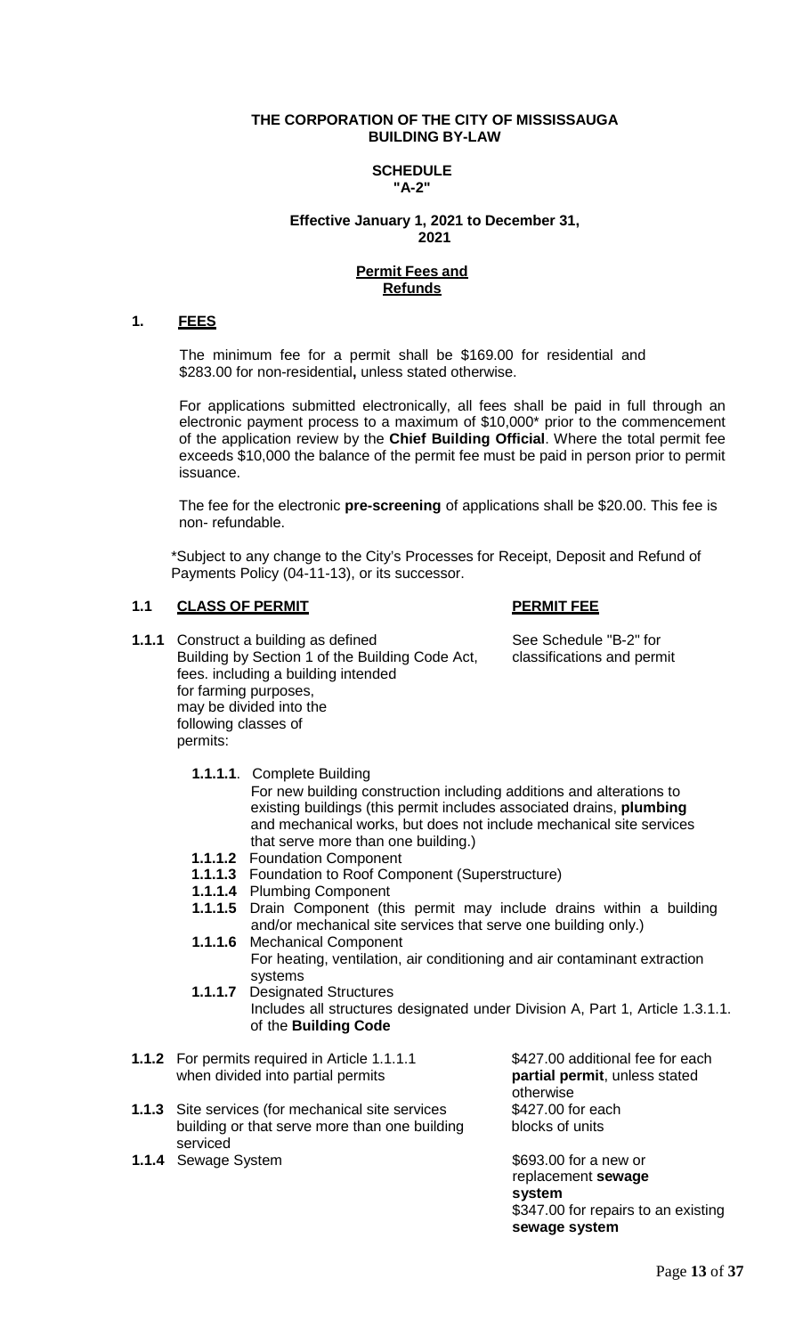**THE CORPORATION OF THE CITY OF MISSISSAUGA**
**BUILDING BY-LAW**

**SCHEDULE**
**"A-2"**

**Effective January 1, 2021 to December 31, 2021**

**Permit Fees and Refunds**

## 1. FEES

The minimum fee for a permit shall be $169.00 for residential and $283.00 for non-residential**,** unless stated otherwise.

For applications submitted electronically, all fees shall be paid in full through an electronic payment process to a maximum of $10,000* prior to the commencement of the application review by the **Chief Building Official**. Where the total permit fee exceeds $10,000 the balance of the permit fee must be paid in person prior to permit issuance.

The fee for the electronic **pre-screening** of applications shall be $20.00. This fee is non- refundable.

*Subject to any change to the City's Processes for Receipt, Deposit and Refund of Payments Policy (04-11-13), or its successor.

| **1.1** | **CLASS OF PERMIT** | **PERMIT FEE** |
|---|---|---|
| **1.1.1** | Construct a building as defined Building by Section 1 of the Building Code Act, including a building intended for farming purposes, may be divided into the following classes of permits: | See Schedule "B-2" for classifications and permit fees. |

- **1.1.1.1**. Complete Building
  For new building construction including additions and alterations to existing buildings (this permit includes associated drains, **plumbing** and mechanical works, but does not include mechanical site services that serve more than one building.)
- **1.1.1.2** Foundation Component
- **1.1.1.3** Foundation to Roof Component (Superstructure)
- **1.1.1.4** Plumbing Component
- **1.1.1.5** Drain Component (this permit may include drains within a building and/or mechanical site services that serve one building only.)
- **1.1.1.6** Mechanical Component
  For heating, ventilation, air conditioning and air contaminant extraction systems
- **1.1.1.7** Designated Structures
  Includes all structures designated under Division A, Part 1, Article 1.3.1.1. of the **Building Code**

| | | |
|---|---|---|
| **1.1.2** | For permits required in Article 1.1.1.1 when divided into partial permits | $427.00 additional fee for each **partial permit**, unless stated otherwise |
| **1.1.3** | Site services (for mechanical site services that serve more than one building or blocks of units | $427.00 for each building serviced |
| **1.1.4** | Sewage System | $693.00 for a new or replacement **sewage system**<br>$347.00 for repairs to an existing **sewage system** |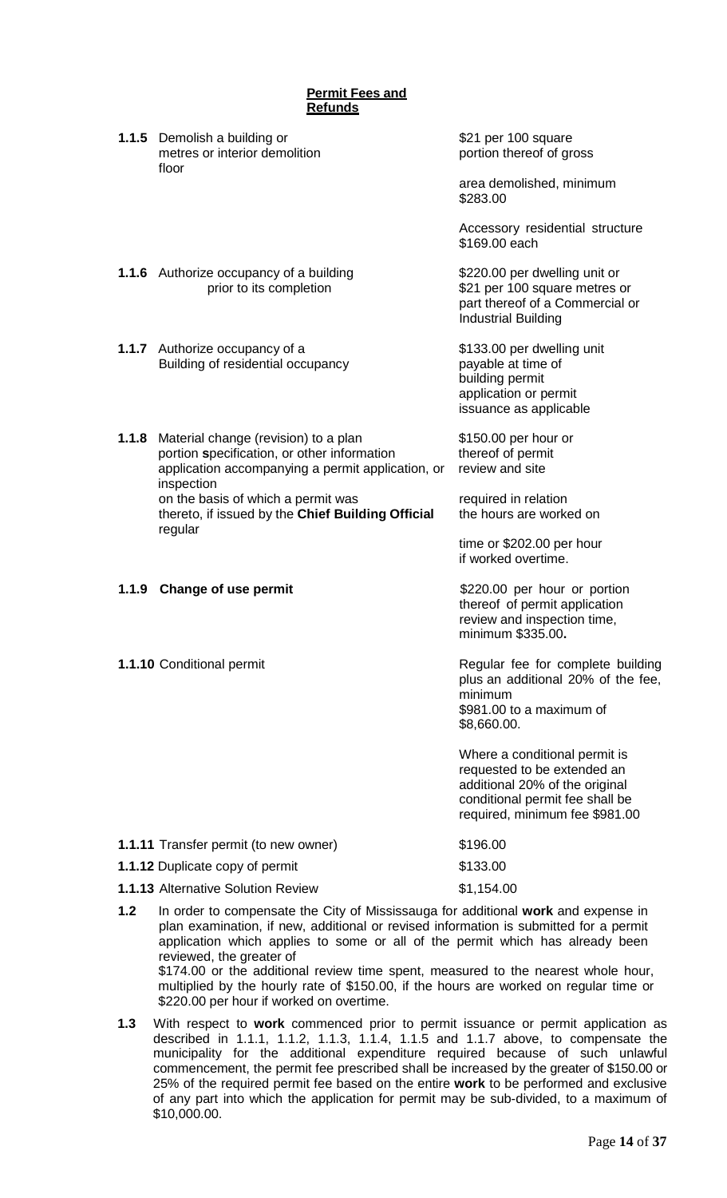**Permit Fees and Refunds**

| | | |
|---|---|---|
| **1.1.5** | Demolish a building or portion thereof of gross floor area demolished, or interior demolition | \$21 per 100 square metres or portion thereof of gross floor area demolished, minimum \$283.00<br><br>Accessory residential structure \$169.00 each |
| **1.1.6** | Authorize occupancy of a building prior to its completion | \$220.00 per dwelling unit or \$21 per 100 square metres or part thereof of a Commercial or Industrial Building |
| **1.1.7** | Authorize occupancy of a Building of residential occupancy | \$133.00 per dwelling unit payable at time of building permit application or permit issuance as applicable |
| **1.1.8** | Material change (revision) to a plan specification, or other information accompanying a permit application, or on the basis of which a permit was issued by the **Chief Building Official** | \$150.00 per hour or portion thereof of permit application review and site inspection required in relation thereto, if the hours are worked on regular time or \$202.00 per hour if worked overtime. |
| **1.1.9** | **Change of use permit** | \$220.00 per hour or portion thereof of permit application review and inspection time, minimum \$335.00**.** |
| **1.1.10** | Conditional permit | Regular fee for complete building plus an additional 20% of the fee, minimum \$981.00 to a maximum of \$8,660.00.<br><br>Where a conditional permit is requested to be extended an additional 20% of the original conditional permit fee shall be required, minimum fee \$981.00 |
| **1.1.11** | Transfer permit (to new owner) | \$196.00 |
| **1.1.12** | Duplicate copy of permit | \$133.00 |
| **1.1.13** | Alternative Solution Review | \$1,154.00 |

**1.2** In order to compensate the City of Mississauga for additional **work** and expense in plan examination, if new, additional or revised information is submitted for a permit application which applies to some or all of the permit which has already been reviewed, the greater of \$174.00 or the additional review time spent, measured to the nearest whole hour, multiplied by the hourly rate of \$150.00, if the hours are worked on regular time or \$220.00 per hour if worked on overtime.

**1.3** With respect to **work** commenced prior to permit issuance or permit application as described in 1.1.1, 1.1.2, 1.1.3, 1.1.4, 1.1.5 and 1.1.7 above, to compensate the municipality for the additional expenditure required because of such unlawful commencement, the permit fee prescribed shall be increased by the greater of \$150.00 or 25% of the required permit fee based on the entire **work** to be performed and exclusive of any part into which the application for permit may be sub-divided, to a maximum of \$10,000.00.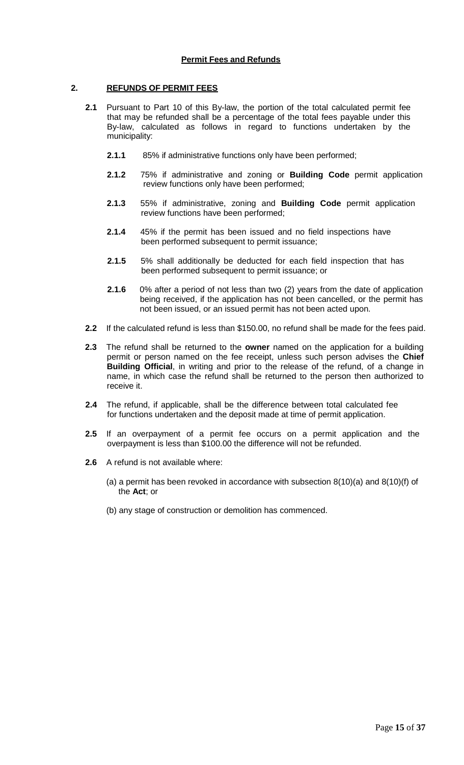**Permit Fees and Refunds**

## 2. REFUNDS OF PERMIT FEES

**2.1** Pursuant to Part 10 of this By-law, the portion of the total calculated permit fee that may be refunded shall be a percentage of the total fees payable under this By-law, calculated as follows in regard to functions undertaken by the municipality:

**2.1.1** 85% if administrative functions only have been performed;

**2.1.2** 75% if administrative and zoning or **Building Code** permit application review functions only have been performed;

**2.1.3** 55% if administrative, zoning and **Building Code** permit application review functions have been performed;

**2.1.4** 45% if the permit has been issued and no field inspections have been performed subsequent to permit issuance;

**2.1.5** 5% shall additionally be deducted for each field inspection that has been performed subsequent to permit issuance; or

**2.1.6** 0% after a period of not less than two (2) years from the date of application being received, if the application has not been cancelled, or the permit has not been issued, or an issued permit has not been acted upon.

**2.2** If the calculated refund is less than $150.00, no refund shall be made for the fees paid.

**2.3** The refund shall be returned to the **owner** named on the application for a building permit or person named on the fee receipt, unless such person advises the **Chief Building Official**, in writing and prior to the release of the refund, of a change in name, in which case the refund shall be returned to the person then authorized to receive it.

**2.4** The refund, if applicable, shall be the difference between total calculated fee for functions undertaken and the deposit made at time of permit application.

**2.5** If an overpayment of a permit fee occurs on a permit application and the overpayment is less than $100.00 the difference will not be refunded.

**2.6** A refund is not available where:

(a) a permit has been revoked in accordance with subsection 8(10)(a) and 8(10)(f) of the **Act**; or

(b) any stage of construction or demolition has commenced.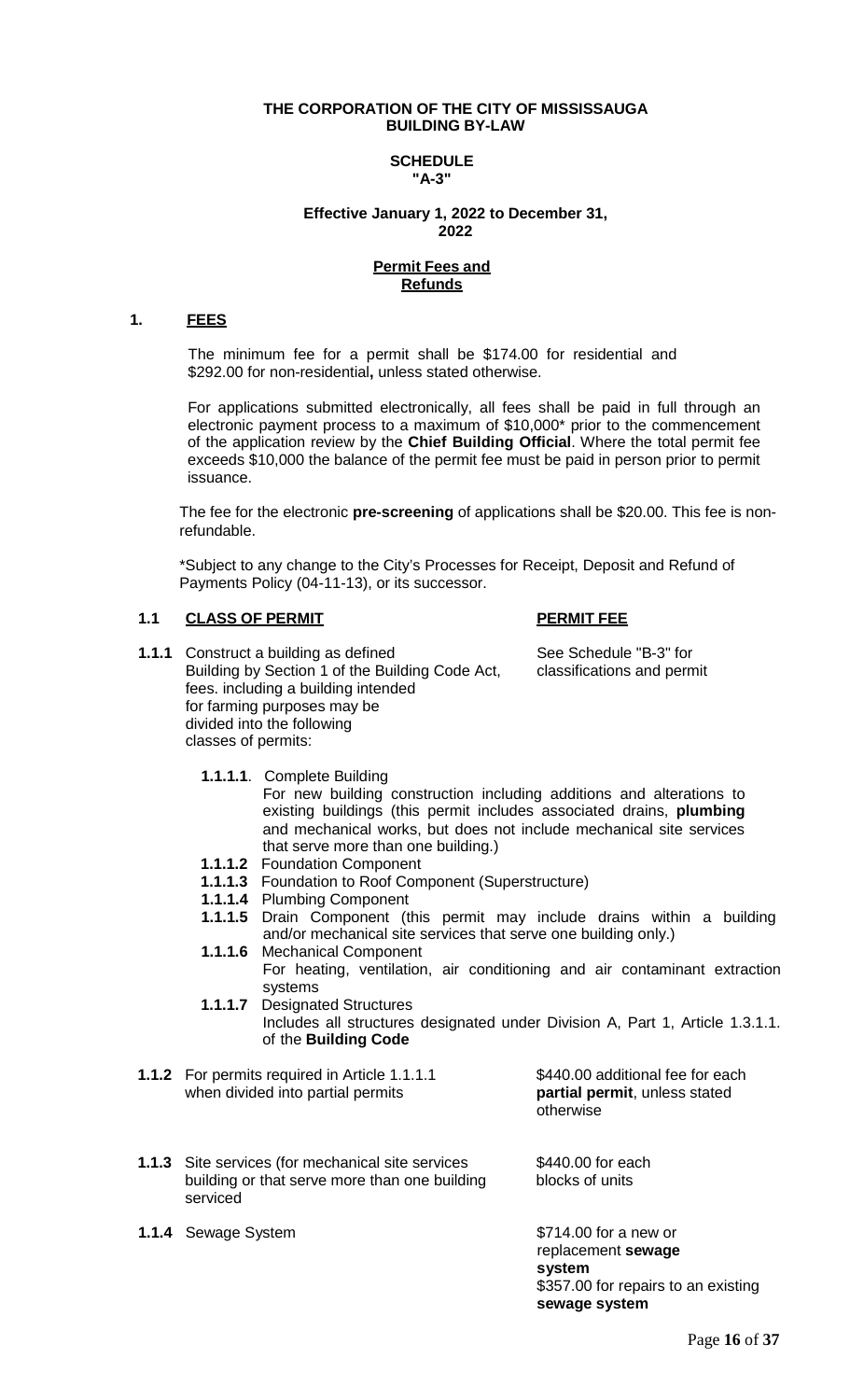**THE CORPORATION OF THE CITY OF MISSISSAUGA**
**BUILDING BY-LAW**

**SCHEDULE**
**"A-3"**

**Effective January 1, 2022 to December 31, 2022**

**Permit Fees and Refunds**

## 1. FEES

The minimum fee for a permit shall be $174.00 for residential and $292.00 for non-residential**,** unless stated otherwise.

For applications submitted electronically, all fees shall be paid in full through an electronic payment process to a maximum of $10,000* prior to the commencement of the application review by the **Chief Building Official**. Where the total permit fee exceeds $10,000 the balance of the permit fee must be paid in person prior to permit issuance.

The fee for the electronic **pre-screening** of applications shall be $20.00. This fee is non-refundable.

*Subject to any change to the City's Processes for Receipt, Deposit and Refund of Payments Policy (04-11-13), or its successor.

| **1.1 CLASS OF PERMIT** | **PERMIT FEE** |
|---|---|
| **1.1.1** Construct a building as defined Building by Section 1 of the Building Code Act, fees. including a building intended for farming purposes may be divided into the following classes of permits: | See Schedule "B-3" for classifications and permit |

**1.1.1.1**. Complete Building
For new building construction including additions and alterations to existing buildings (this permit includes associated drains, **plumbing** and mechanical works, but does not include mechanical site services that serve more than one building.)

**1.1.1.2** Foundation Component

**1.1.1.3** Foundation to Roof Component (Superstructure)

**1.1.1.4** Plumbing Component

**1.1.1.5** Drain Component (this permit may include drains within a building and/or mechanical site services that serve one building only.)

**1.1.1.6** Mechanical Component
For heating, ventilation, air conditioning and air contaminant extraction systems

**1.1.1.7** Designated Structures
Includes all structures designated under Division A, Part 1, Article 1.3.1.1. of the **Building Code**

| | |
|---|---|
| **1.1.2** For permits required in Article 1.1.1.1 when divided into partial permits | $440.00 additional fee for each **partial permit**, unless stated otherwise |
| **1.1.3** Site services (for mechanical site services building or that serve more than one building serviced | $440.00 for each blocks of units |
| **1.1.4** Sewage System | $714.00 for a new or replacement **sewage system**<br>$357.00 for repairs to an existing **sewage system** |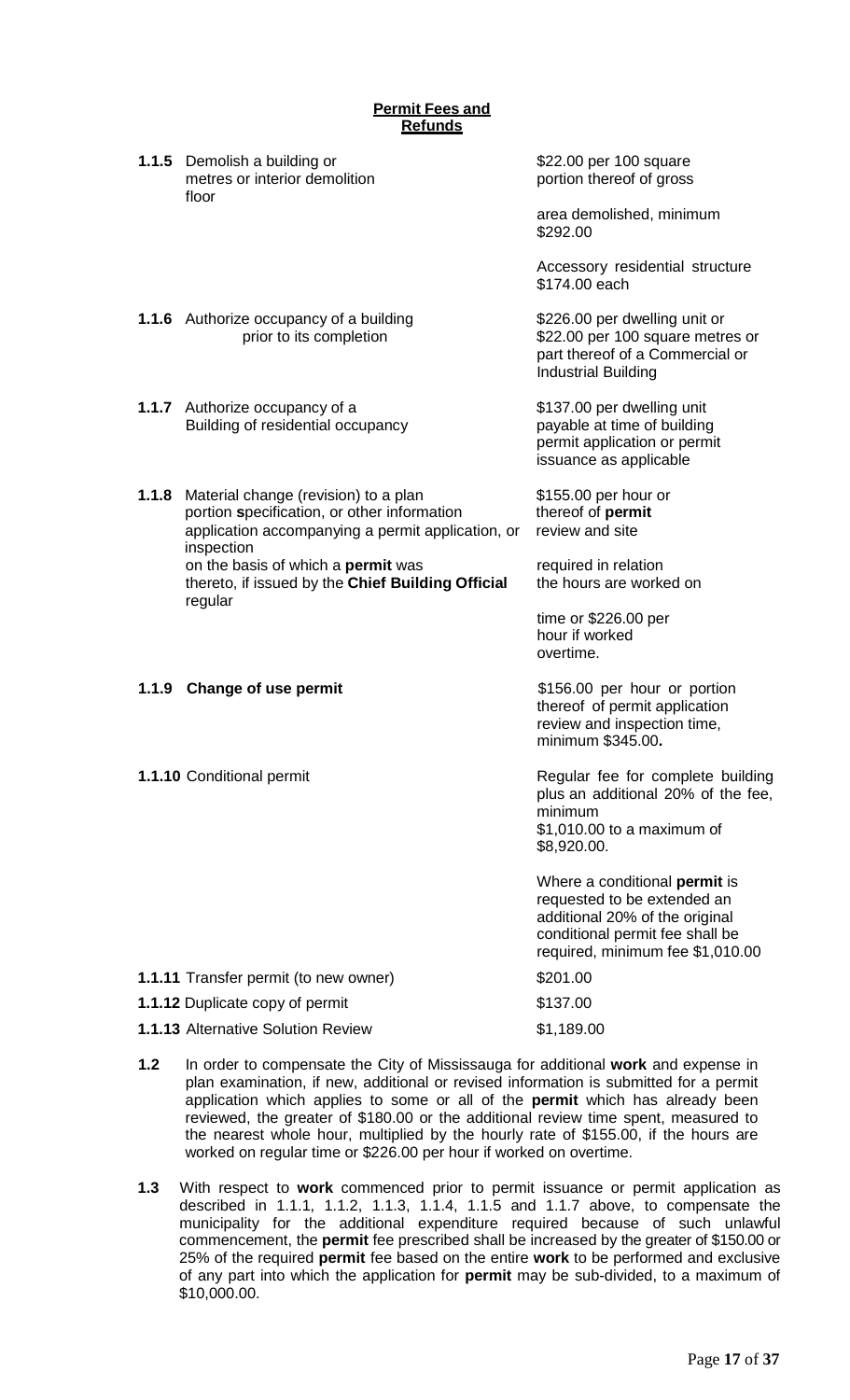**Permit Fees and Refunds**

| | | |
|---|---|---|
| **1.1.5** | Demolish a building or metres or interior demolition floor | $22.00 per 100 square portion thereof of gross area demolished, minimum $292.00<br><br>Accessory residential structure $174.00 each |
| **1.1.6** | Authorize occupancy of a building prior to its completion | $226.00 per dwelling unit or $22.00 per 100 square metres or part thereof of a Commercial or Industrial Building |
| **1.1.7** | Authorize occupancy of a Building of residential occupancy | $137.00 per dwelling unit payable at time of building permit application or permit issuance as applicable |
| **1.1.8** | Material change (revision) to a plan portion **s**pecification, or other information application accompanying a permit application, or inspection on the basis of which a **permit** was thereto, if issued by the **Chief Building Official** regular | $155.00 per hour or thereof of **permit** review and site required in relation the hours are worked on time or $226.00 per hour if worked overtime. |
| **1.1.9** | **Change of use permit** | $156.00 per hour or portion thereof of permit application review and inspection time, minimum $345.00**.** |
| **1.1.10** | Conditional permit | Regular fee for complete building plus an additional 20% of the fee, minimum $1,010.00 to a maximum of $8,920.00.<br><br>Where a conditional **permit** is requested to be extended an additional 20% of the original conditional permit fee shall be required, minimum fee $1,010.00 |
| **1.1.11** | Transfer permit (to new owner) | $201.00 |
| **1.1.12** | Duplicate copy of permit | $137.00 |
| **1.1.13** | Alternative Solution Review | $1,189.00 |

**1.2** In order to compensate the City of Mississauga for additional **work** and expense in plan examination, if new, additional or revised information is submitted for a permit application which applies to some or all of the **permit** which has already been reviewed, the greater of $180.00 or the additional review time spent, measured to the nearest whole hour, multiplied by the hourly rate of $155.00, if the hours are worked on regular time or $226.00 per hour if worked on overtime.

**1.3** With respect to **work** commenced prior to permit issuance or permit application as described in 1.1.1, 1.1.2, 1.1.3, 1.1.4, 1.1.5 and 1.1.7 above, to compensate the municipality for the additional expenditure required because of such unlawful commencement, the **permit** fee prescribed shall be increased by the greater of $150.00 or 25% of the required **permit** fee based on the entire **work** to be performed and exclusive of any part into which the application for **permit** may be sub-divided, to a maximum of $10,000.00.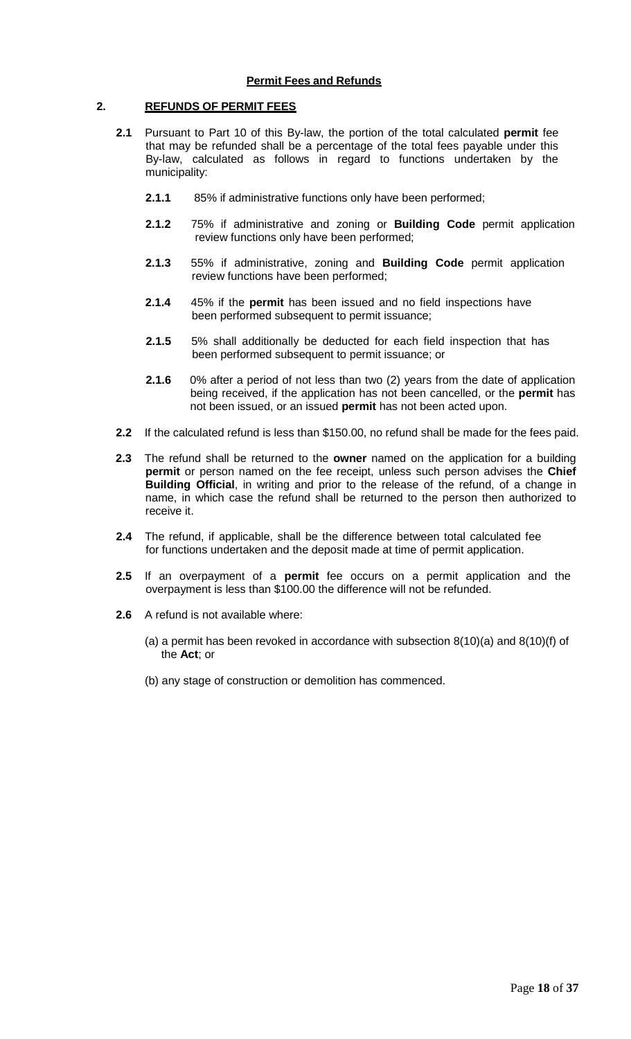**Permit Fees and Refunds**

## 2. REFUNDS OF PERMIT FEES

**2.1** Pursuant to Part 10 of this By-law, the portion of the total calculated **permit** fee that may be refunded shall be a percentage of the total fees payable under this By-law, calculated as follows in regard to functions undertaken by the municipality:

**2.1.1** 85% if administrative functions only have been performed;

**2.1.2** 75% if administrative and zoning or **Building Code** permit application review functions only have been performed;

**2.1.3** 55% if administrative, zoning and **Building Code** permit application review functions have been performed;

**2.1.4** 45% if the **permit** has been issued and no field inspections have been performed subsequent to permit issuance;

**2.1.5** 5% shall additionally be deducted for each field inspection that has been performed subsequent to permit issuance; or

**2.1.6** 0% after a period of not less than two (2) years from the date of application being received, if the application has not been cancelled, or the **permit** has not been issued, or an issued **permit** has not been acted upon.

**2.2** If the calculated refund is less than $150.00, no refund shall be made for the fees paid.

**2.3** The refund shall be returned to the **owner** named on the application for a building **permit** or person named on the fee receipt, unless such person advises the **Chief Building Official**, in writing and prior to the release of the refund, of a change in name, in which case the refund shall be returned to the person then authorized to receive it.

**2.4** The refund, if applicable, shall be the difference between total calculated fee for functions undertaken and the deposit made at time of permit application.

**2.5** If an overpayment of a **permit** fee occurs on a permit application and the overpayment is less than $100.00 the difference will not be refunded.

**2.6** A refund is not available where:

(a) a permit has been revoked in accordance with subsection 8(10)(a) and 8(10)(f) of the **Act**; or

(b) any stage of construction or demolition has commenced.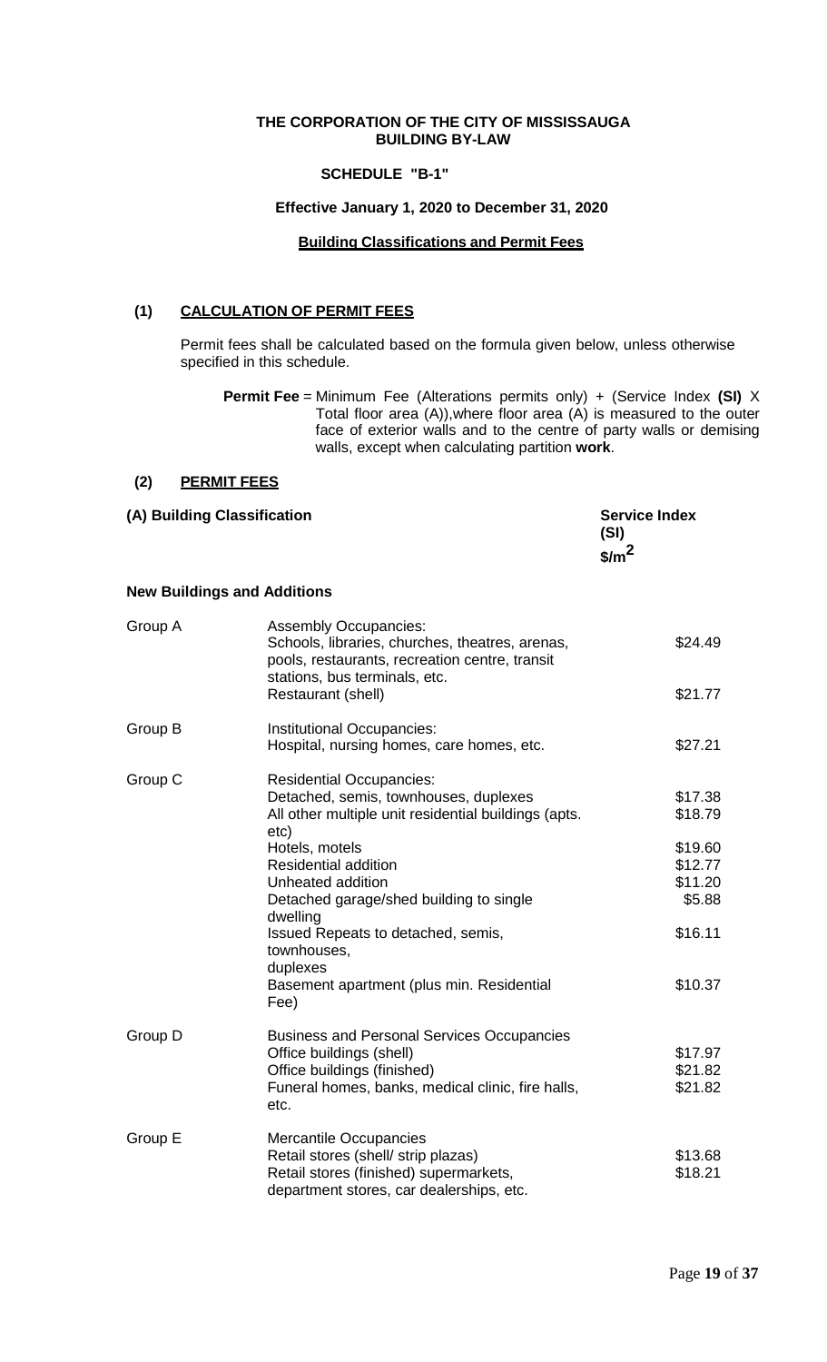**THE CORPORATION OF THE CITY OF MISSISSAUGA**
**BUILDING BY-LAW**

**SCHEDULE "B-1"**

**Effective January 1, 2020 to December 31, 2020**

**Building Classifications and Permit Fees**

## (1) CALCULATION OF PERMIT FEES

Permit fees shall be calculated based on the formula given below, unless otherwise specified in this schedule.

**Permit Fee** = Minimum Fee (Alterations permits only) + (Service Index **(SI)** X Total floor area (A)),where floor area (A) is measured to the outer face of exterior walls and to the centre of party walls or demising walls, except when calculating partition **work**.

## (2) PERMIT FEES

| **(A) Building Classification** | | **Service Index (SI) $\$/m^2$** |
|---|---|---|
| **New Buildings and Additions** | | |
| Group A | Assembly Occupancies: | |
| | Schools, libraries, churches, theatres, arenas, pools, restaurants, recreation centre, transit stations, bus terminals, etc. | $24.49 |
| | Restaurant (shell) | $21.77 |
| Group B | Institutional Occupancies: | |
| | Hospital, nursing homes, care homes, etc. | $27.21 |
| Group C | Residential Occupancies: | |
| | Detached, semis, townhouses, duplexes | $17.38 |
| | All other multiple unit residential buildings (apts. etc) | $18.79 |
| | Hotels, motels | $19.60 |
| | Residential addition | $12.77 |
| | Unheated addition | $11.20 |
| | Detached garage/shed building to single dwelling | $5.88 |
| | Issued Repeats to detached, semis, townhouses, duplexes | $16.11 |
| | Basement apartment (plus min. Residential Fee) | $10.37 |
| Group D | Business and Personal Services Occupancies | |
| | Office buildings (shell) | $17.97 |
| | Office buildings (finished) | $21.82 |
| | Funeral homes, banks, medical clinic, fire halls, etc. | $21.82 |
| Group E | Mercantile Occupancies | |
| | Retail stores (shell/ strip plazas) | $13.68 |
| | Retail stores (finished) supermarkets, department stores, car dealerships, etc. | $18.21 |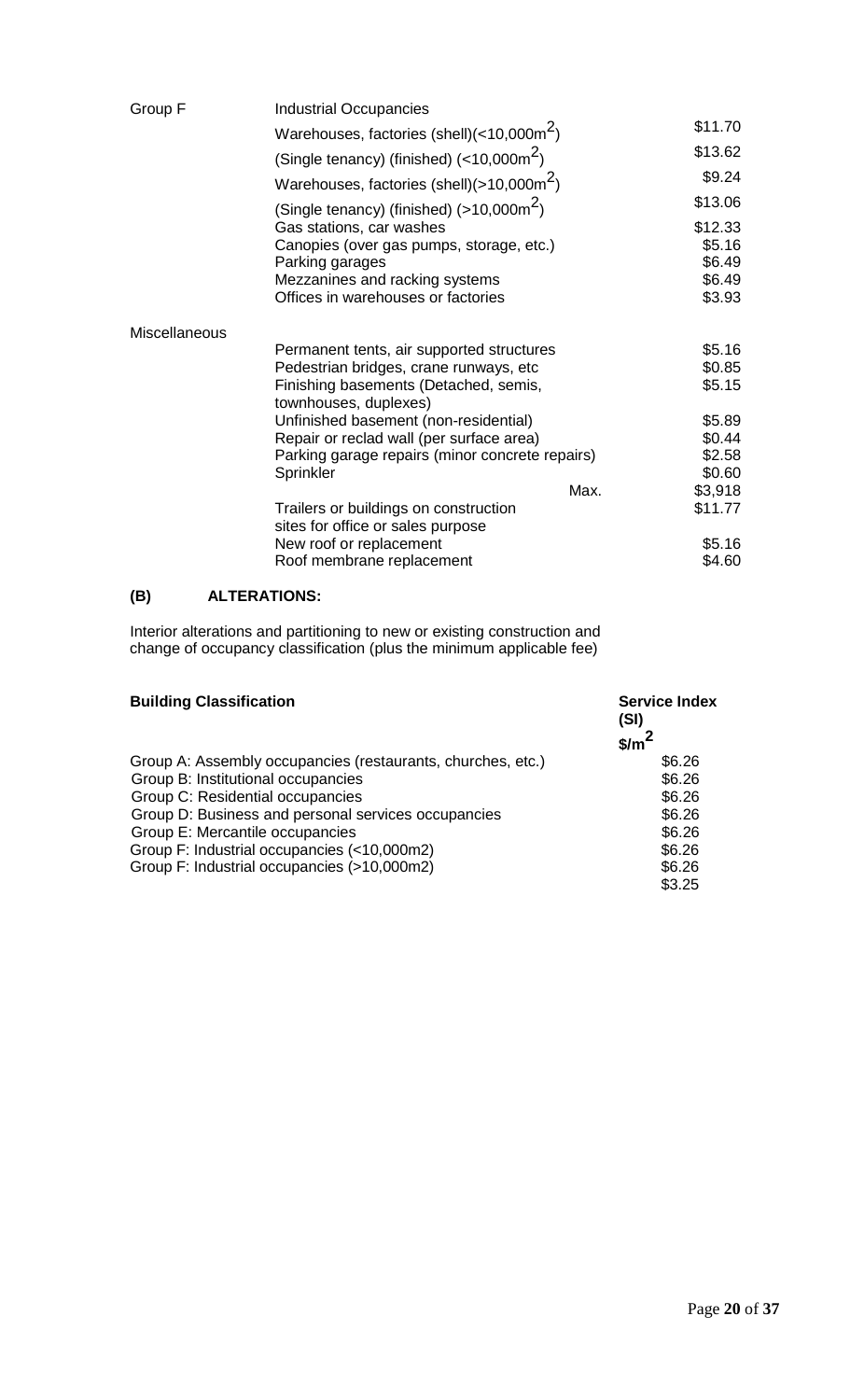| | | |
|---|---|---|
| Group F | Industrial Occupancies | |
| | Warehouses, factories (shell)(<10,000m$^2$) | \$11.70 |
| | (Single tenancy) (finished) (<10,000m$^2$) | \$13.62 |
| | Warehouses, factories (shell)(>10,000m$^2$) | \$9.24 |
| | (Single tenancy) (finished) (>10,000m$^2$) | \$13.06 |
| | Gas stations, car washes | \$12.33 |
| | Canopies (over gas pumps, storage, etc.) | \$5.16 |
| | Parking garages | \$6.49 |
| | Mezzanines and racking systems | \$6.49 |
| | Offices in warehouses or factories | \$3.93 |
| Miscellaneous | | |
| | Permanent tents, air supported structures | \$5.16 |
| | Pedestrian bridges, crane runways, etc | \$0.85 |
| | Finishing basements (Detached, semis, townhouses, duplexes) | \$5.15 |
| | Unfinished basement (non-residential) | \$5.89 |
| | Repair or reclad wall (per surface area) | \$0.44 |
| | Parking garage repairs (minor concrete repairs) | \$2.58 |
| | Sprinkler | \$0.60 |
| | Max. | \$3,918 |
| | Trailers or buildings on construction sites for office or sales purpose | \$11.77 |
| | New roof or replacement | \$5.16 |
| | Roof membrane replacement | \$4.60 |

**(B) ALTERATIONS:**

Interior alterations and partitioning to new or existing construction and change of occupancy classification (plus the minimum applicable fee)

| **Building Classification** | **Service Index (SI) \$/m$^2$** |
|---|---|
| Group A: Assembly occupancies (restaurants, churches, etc.) | \$6.26 |
| Group B: Institutional occupancies | \$6.26 |
| Group C: Residential occupancies | \$6.26 |
| Group D: Business and personal services occupancies | \$6.26 |
| Group E: Mercantile occupancies | \$6.26 |
| Group F: Industrial occupancies (<10,000m2) | \$6.26 |
| Group F: Industrial occupancies (>10,000m2) | \$6.26 |
| | \$3.25 |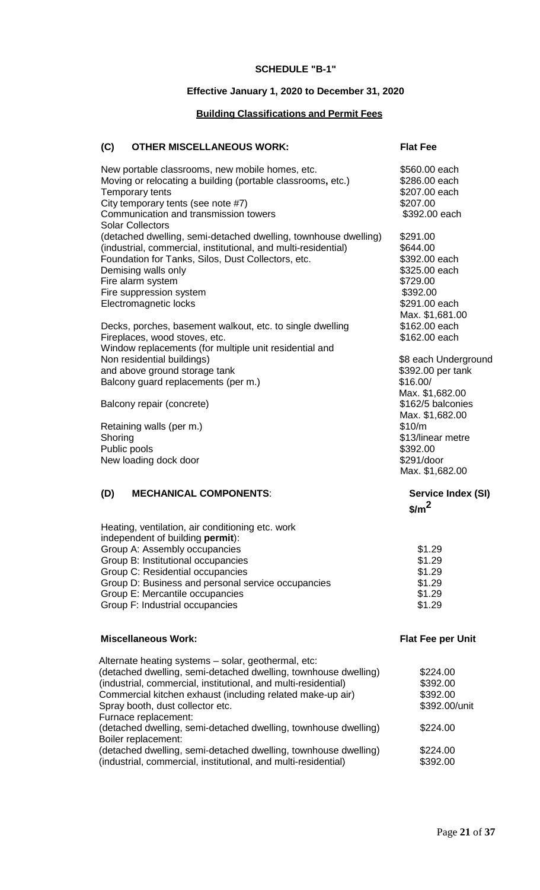**SCHEDULE "B-1"**

**Effective January 1, 2020 to December 31, 2020**

**Building Classifications and Permit Fees**

| **(C) OTHER MISCELLANEOUS WORK:** | **Flat Fee** |
|---|---|
| New portable classrooms, new mobile homes, etc. | $560.00 each |
| Moving or relocating a building (portable classrooms, etc.) | $286.00 each |
| Temporary tents | $207.00 each |
| City temporary tents (see note #7) | $207.00 |
| Communication and transmission towers | $392.00 each |
| Solar Collectors | |
| (detached dwelling, semi-detached dwelling, townhouse dwelling) | $291.00 |
| (industrial, commercial, institutional, and multi-residential) | $644.00 |
| Foundation for Tanks, Silos, Dust Collectors, etc. | $392.00 each |
| Demising walls only | $325.00 each |
| Fire alarm system | $729.00 |
| Fire suppression system | $392.00 |
| Electromagnetic locks | $291.00 each<br>Max. $1,681.00 |
| Decks, porches, basement walkout, etc. to single dwelling | $162.00 each |
| Fireplaces, wood stoves, etc. | $162.00 each |
| Window replacements (for multiple unit residential and Non residential buildings) | $8 each Underground |
| and above ground storage tank | $392.00 per tank |
| Balcony guard replacements (per m.) | $16.00/<br>Max. $1,682.00 |
| Balcony repair (concrete) | $162/5 balconies<br>Max. $1,682.00 |
| Retaining walls (per m.) | $10/m |
| Shoring | $13/linear metre |
| Public pools | $392.00 |
| New loading dock door | $291/door<br>Max. $1,682.00 |

| **(D) MECHANICAL COMPONENTS**: | **Service Index (SI) $/m$^2$** |
|---|---|
| Heating, ventilation, air conditioning etc. work independent of building **permit**): | |
| Group A: Assembly occupancies | $1.29 |
| Group B: Institutional occupancies | $1.29 |
| Group C: Residential occupancies | $1.29 |
| Group D: Business and personal service occupancies | $1.29 |
| Group E: Mercantile occupancies | $1.29 |
| Group F: Industrial occupancies | $1.29 |

| **Miscellaneous Work:** | **Flat Fee per Unit** |
|---|---|
| Alternate heating systems – solar, geothermal, etc: | |
| (detached dwelling, semi-detached dwelling, townhouse dwelling) | $224.00 |
| (industrial, commercial, institutional, and multi-residential) | $392.00 |
| Commercial kitchen exhaust (including related make-up air) | $392.00 |
| Spray booth, dust collector etc. | $392.00/unit |
| Furnace replacement: | |
| (detached dwelling, semi-detached dwelling, townhouse dwelling) | $224.00 |
| Boiler replacement: | |
| (detached dwelling, semi-detached dwelling, townhouse dwelling) | $224.00 |
| (industrial, commercial, institutional, and multi-residential) | $392.00 |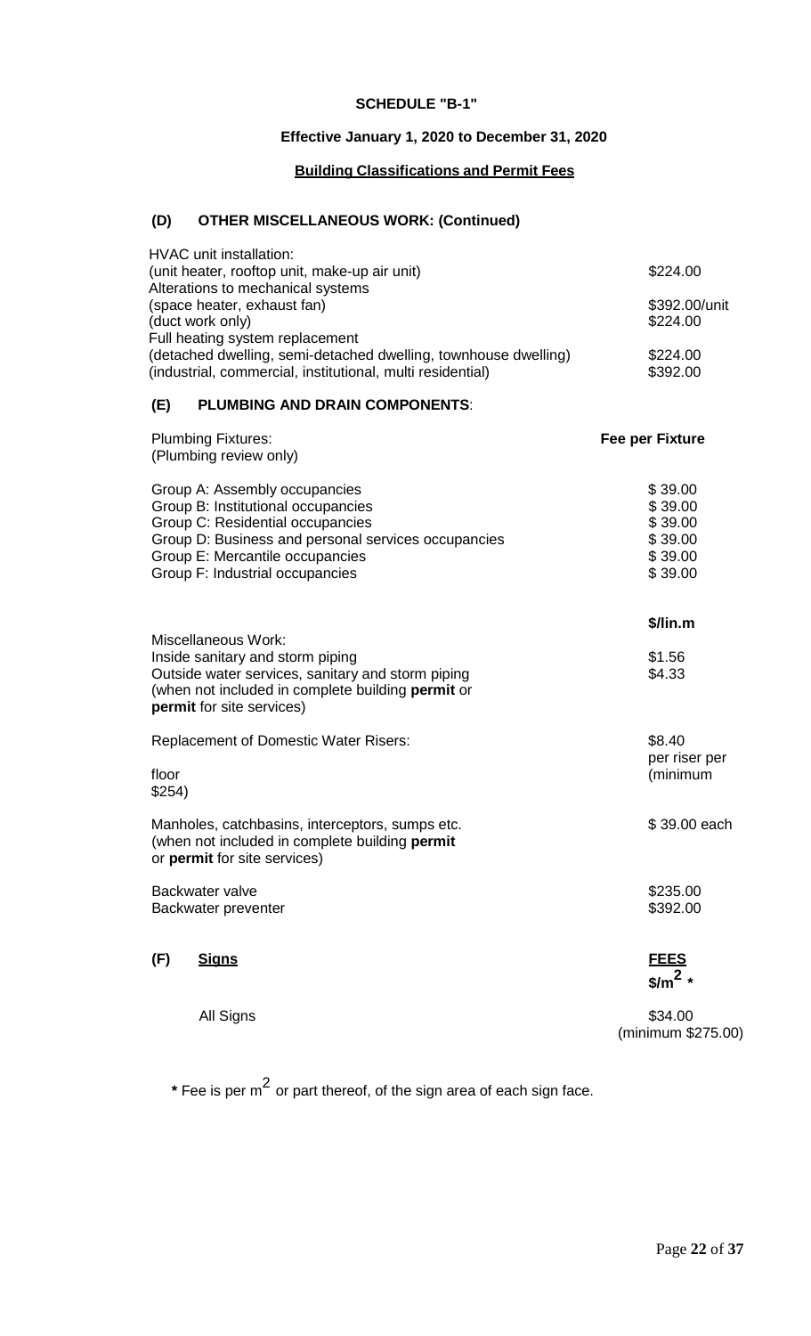**SCHEDULE "B-1"**

**Effective January 1, 2020 to December 31, 2020**

**Building Classifications and Permit Fees**

## (D) OTHER MISCELLANEOUS WORK: (Continued)

| | |
|---|---|
| HVAC unit installation: | |
| (unit heater, rooftop unit, make-up air unit) | \$224.00 |
| Alterations to mechanical systems | |
| (space heater, exhaust fan) | \$392.00/unit |
| (duct work only) | \$224.00 |
| Full heating system replacement | |
| (detached dwelling, semi-detached dwelling, townhouse dwelling) | \$224.00 |
| (industrial, commercial, institutional, multi residential) | \$392.00 |

## (E) PLUMBING AND DRAIN COMPONENTS:

| Plumbing Fixtures: (Plumbing review only) | **Fee per Fixture** |
|---|---|
| Group A: Assembly occupancies | \$ 39.00 |
| Group B: Institutional occupancies | \$ 39.00 |
| Group C: Residential occupancies | \$ 39.00 |
| Group D: Business and personal services occupancies | \$ 39.00 |
| Group E: Mercantile occupancies | \$ 39.00 |
| Group F: Industrial occupancies | \$ 39.00 |

| Miscellaneous Work: | **\$/lin.m** |
|---|---|
| Inside sanitary and storm piping | \$1.56 |
| Outside water services, sanitary and storm piping (when not included in complete building **permit** or **permit** for site services) | \$4.33 |

| | |
|---|---|
| Replacement of Domestic Water Risers: | \$8.40 per riser per floor (minimum \$254) |
| Manholes, catchbasins, interceptors, sumps etc. (when not included in complete building **permit** or **permit** for site services) | \$ 39.00 each |
| Backwater valve | \$235.00 |
| Backwater preventer | \$392.00 |

## (F) Signs

| | **FEES** $/m^2$ * |
|---|---|
| All Signs | \$34.00 (minimum \$275.00) |

* Fee is per $m^2$ or part thereof, of the sign area of each sign face.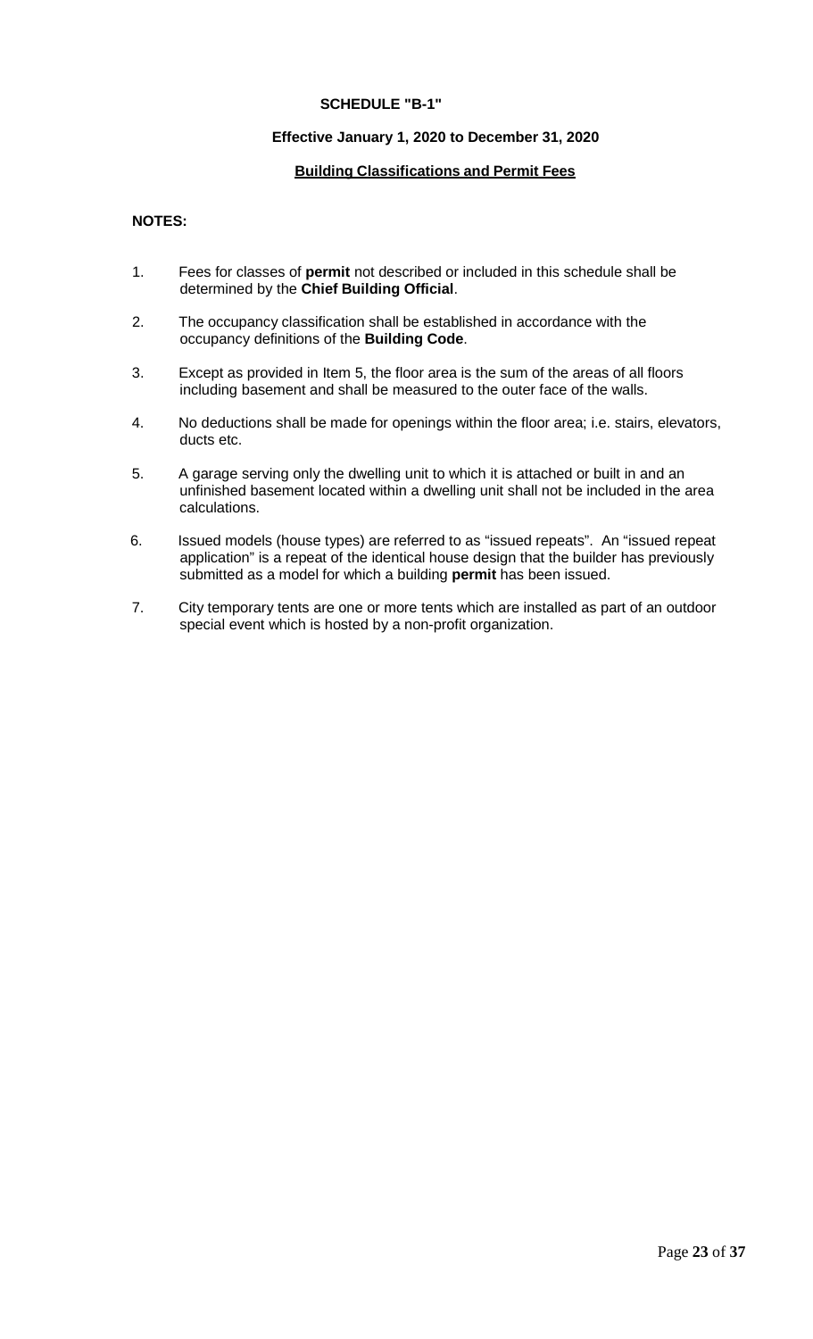## SCHEDULE "B-1"

**Effective January 1, 2020 to December 31, 2020**

**Building Classifications and Permit Fees**

**NOTES:**

1. Fees for classes of **permit** not described or included in this schedule shall be determined by the **Chief Building Official**.
2. The occupancy classification shall be established in accordance with the occupancy definitions of the **Building Code**.
3. Except as provided in Item 5, the floor area is the sum of the areas of all floors including basement and shall be measured to the outer face of the walls.
4. No deductions shall be made for openings within the floor area; i.e. stairs, elevators, ducts etc.
5. A garage serving only the dwelling unit to which it is attached or built in and an unfinished basement located within a dwelling unit shall not be included in the area calculations.
6. Issued models (house types) are referred to as "issued repeats". An "issued repeat application" is a repeat of the identical house design that the builder has previously submitted as a model for which a building **permit** has been issued.
7. City temporary tents are one or more tents which are installed as part of an outdoor special event which is hosted by a non-profit organization.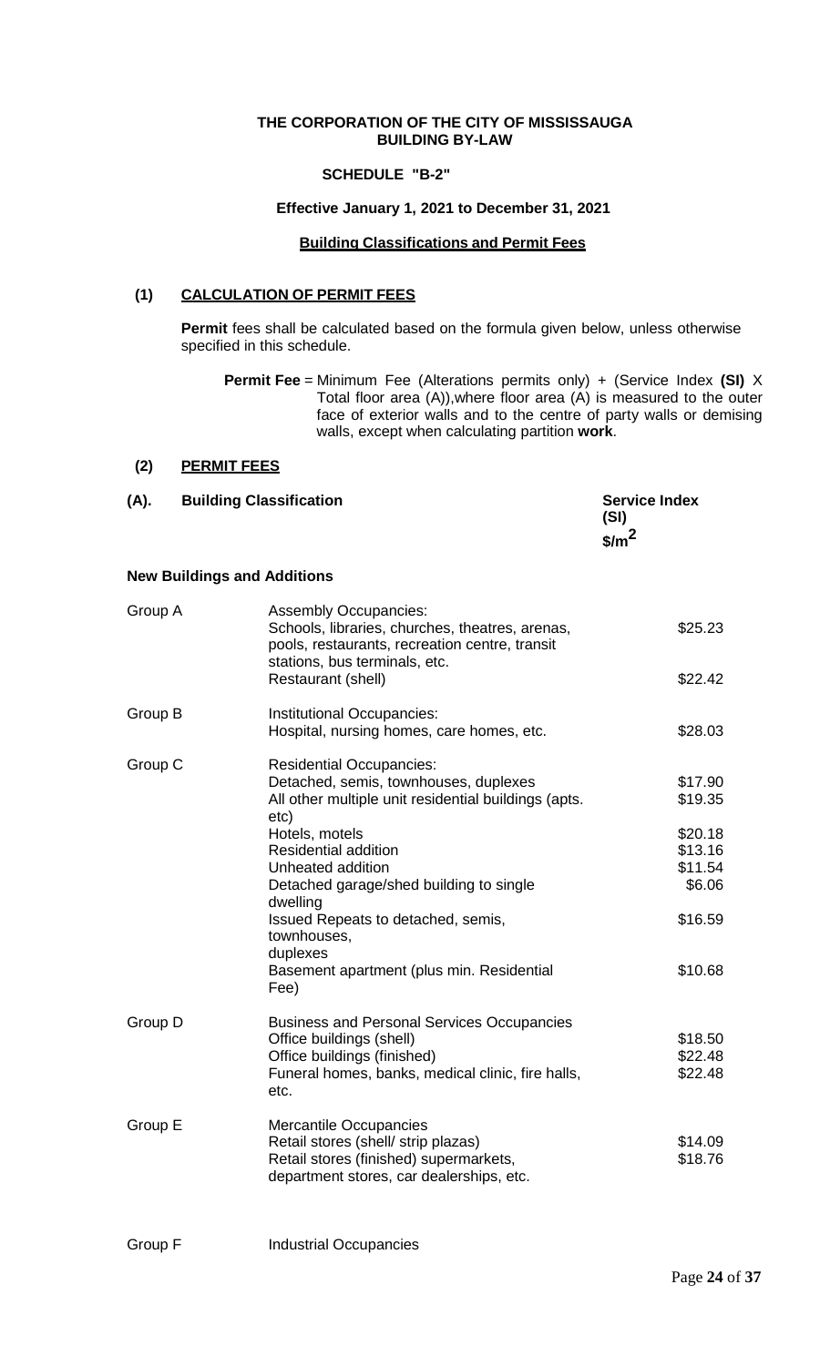**THE CORPORATION OF THE CITY OF MISSISSAUGA**
**BUILDING BY-LAW**

**SCHEDULE "B-2"**

**Effective January 1, 2021 to December 31, 2021**

**Building Classifications and Permit Fees**

## (1) CALCULATION OF PERMIT FEES

**Permit** fees shall be calculated based on the formula given below, unless otherwise specified in this schedule.

**Permit Fee** = Minimum Fee (Alterations permits only) + (Service Index **(SI)** X Total floor area (A)),where floor area (A) is measured to the outer face of exterior walls and to the centre of party walls or demising walls, except when calculating partition **work**.

## (2) PERMIT FEES

| **(A). Building Classification** | | **Service Index (SI) $\$/m^2$** |
|---|---|---|
| **New Buildings and Additions** | | |
| Group A | Assembly Occupancies: Schools, libraries, churches, theatres, arenas, pools, restaurants, recreation centre, transit stations, bus terminals, etc. | $25.23 |
| | Restaurant (shell) | $22.42 |
| Group B | Institutional Occupancies: Hospital, nursing homes, care homes, etc. | $28.03 |
| Group C | Residential Occupancies: | |
| | Detached, semis, townhouses, duplexes | $17.90 |
| | All other multiple unit residential buildings (apts. etc) | $19.35 |
| | Hotels, motels | $20.18 |
| | Residential addition | $13.16 |
| | Unheated addition | $11.54 |
| | Detached garage/shed building to single dwelling | $6.06 |
| | Issued Repeats to detached, semis, townhouses, duplexes | $16.59 |
| | Basement apartment (plus min. Residential Fee) | $10.68 |
| Group D | Business and Personal Services Occupancies | |
| | Office buildings (shell) | $18.50 |
| | Office buildings (finished) | $22.48 |
| | Funeral homes, banks, medical clinic, fire halls, etc. | $22.48 |
| Group E | Mercantile Occupancies | |
| | Retail stores (shell/ strip plazas) | $14.09 |
| | Retail stores (finished) supermarkets, department stores, car dealerships, etc. | $18.76 |
| Group F | Industrial Occupancies | |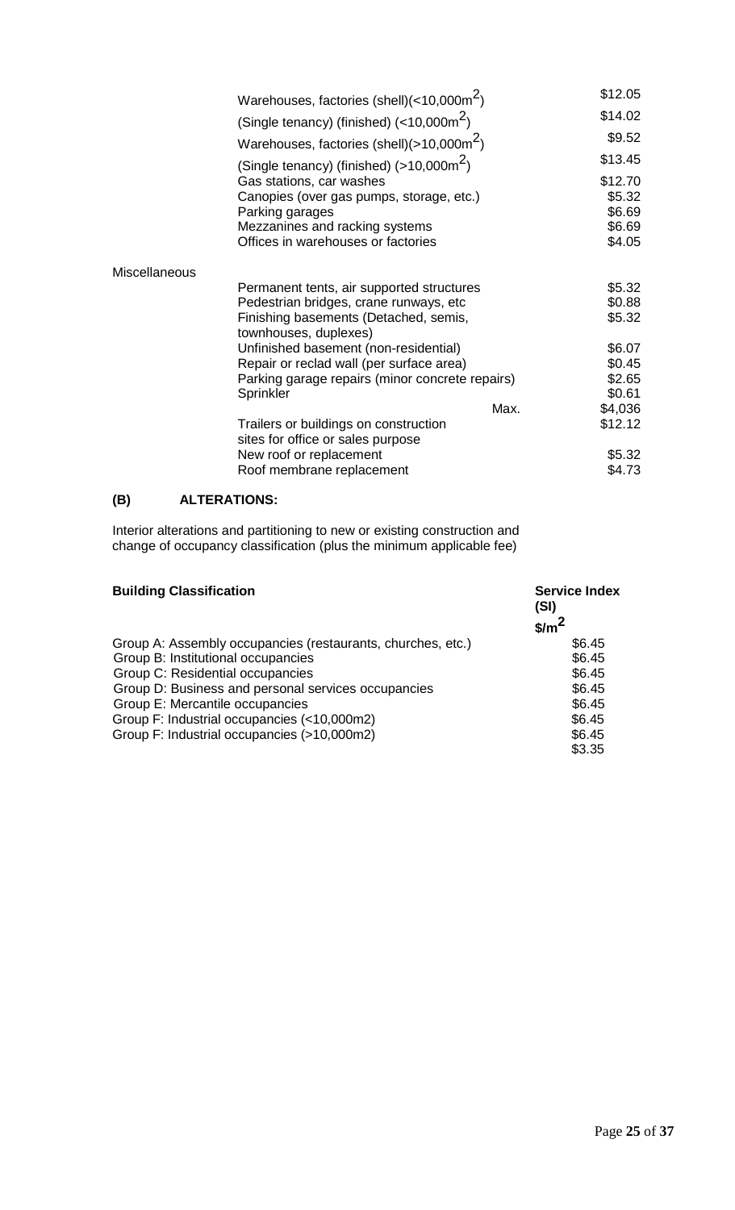| | | |
|---|---|---|
| | Warehouses, factories (shell)(<10,000m$^2$) | $12.05 |
| | (Single tenancy) (finished) (<10,000m$^2$) | $14.02 |
| | Warehouses, factories (shell)(>10,000m$^2$) | $9.52 |
| | (Single tenancy) (finished) (>10,000m$^2$) | $13.45 |
| | Gas stations, car washes | $12.70 |
| | Canopies (over gas pumps, storage, etc.) | $5.32 |
| | Parking garages | $6.69 |
| | Mezzanines and racking systems | $6.69 |
| | Offices in warehouses or factories | $4.05 |
| Miscellaneous | | |
| | Permanent tents, air supported structures | $5.32 |
| | Pedestrian bridges, crane runways, etc | $0.88 |
| | Finishing basements (Detached, semis, townhouses, duplexes) | $5.32 |
| | Unfinished basement (non-residential) | $6.07 |
| | Repair or reclad wall (per surface area) | $0.45 |
| | Parking garage repairs (minor concrete repairs) | $2.65 |
| | Sprinkler | $0.61 |
| | Max. | $4,036 |
| | Trailers or buildings on construction sites for office or sales purpose | $12.12 |
| | New roof or replacement | $5.32 |
| | Roof membrane replacement | $4.73 |

## (B) ALTERATIONS:

Interior alterations and partitioning to new or existing construction and change of occupancy classification (plus the minimum applicable fee)

| **Building Classification** | **Service Index (SI) $/m$^2$** |
|---|---|
| Group A: Assembly occupancies (restaurants, churches, etc.) | $6.45 |
| Group B: Institutional occupancies | $6.45 |
| Group C: Residential occupancies | $6.45 |
| Group D: Business and personal services occupancies | $6.45 |
| Group E: Mercantile occupancies | $6.45 |
| Group F: Industrial occupancies (<10,000m2) | $6.45 |
| Group F: Industrial occupancies (>10,000m2) | $6.45 |
| | $3.35 |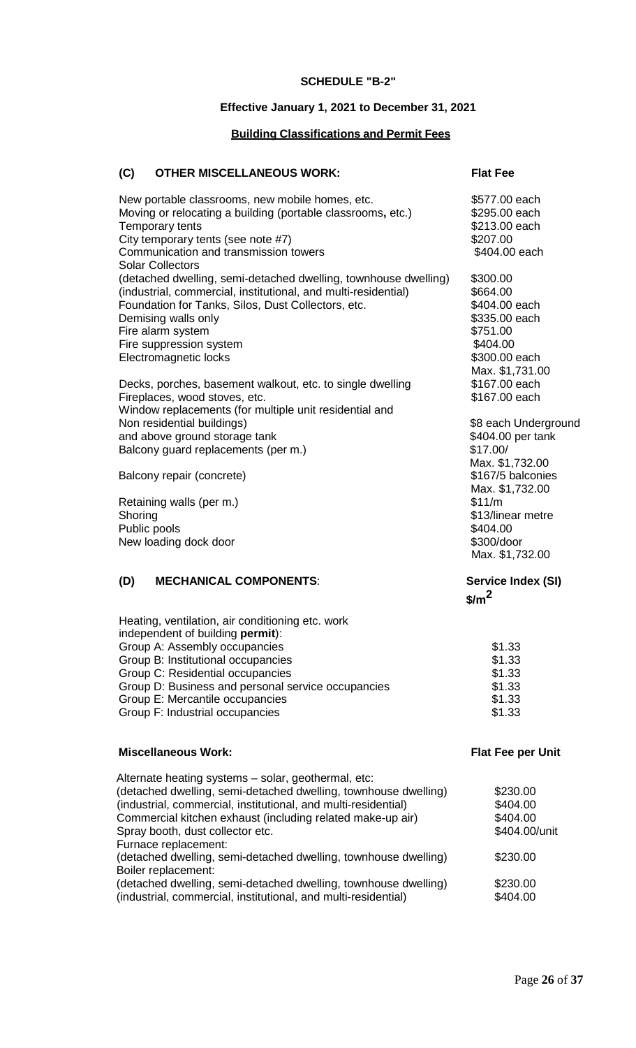**SCHEDULE "B-2"**

**Effective January 1, 2021 to December 31, 2021**

**Building Classifications and Permit Fees**

| **(C) OTHER MISCELLANEOUS WORK:** | **Flat Fee** |
| --- | --- |
| New portable classrooms, new mobile homes, etc. | $577.00 each |
| Moving or relocating a building (portable classrooms, etc.) | $295.00 each |
| Temporary tents | $213.00 each |
| City temporary tents (see note #7) | $207.00 |
| Communication and transmission towers | $404.00 each |
| Solar Collectors | |
| (detached dwelling, semi-detached dwelling, townhouse dwelling) | $300.00 |
| (industrial, commercial, institutional, and multi-residential) | $664.00 |
| Foundation for Tanks, Silos, Dust Collectors, etc. | $404.00 each |
| Demising walls only | $335.00 each |
| Fire alarm system | $751.00 |
| Fire suppression system | $404.00 |
| Electromagnetic locks | $300.00 each<br>Max. $1,731.00 |
| Decks, porches, basement walkout, etc. to single dwelling | $167.00 each |
| Fireplaces, wood stoves, etc. | $167.00 each |
| Window replacements (for multiple unit residential and Non residential buildings) | $8 each |
| Underground and above ground storage tank | $404.00 per tank |
| Balcony guard replacements (per m.) | $17.00/<br>Max. $1,732.00 |
| Balcony repair (concrete) | $167/5 balconies<br>Max. $1,732.00 |
| Retaining walls (per m.) | $11/m |
| Shoring | $13/linear metre |
| Public pools | $404.00 |
| New loading dock door | $300/door<br>Max. $1,732.00 |

| **(D) MECHANICAL COMPONENTS:** | **Service Index (SI) $/m²** |
| --- | --- |
| Heating, ventilation, air conditioning etc. work independent of building **permit**): | |
| Group A: Assembly occupancies | $1.33 |
| Group B: Institutional occupancies | $1.33 |
| Group C: Residential occupancies | $1.33 |
| Group D: Business and personal service occupancies | $1.33 |
| Group E: Mercantile occupancies | $1.33 |
| Group F: Industrial occupancies | $1.33 |

| **Miscellaneous Work:** | **Flat Fee per Unit** |
| --- | --- |
| Alternate heating systems – solar, geothermal, etc: | |
| (detached dwelling, semi-detached dwelling, townhouse dwelling) | $230.00 |
| (industrial, commercial, institutional, and multi-residential) | $404.00 |
| Commercial kitchen exhaust (including related make-up air) | $404.00 |
| Spray booth, dust collector etc. | $404.00/unit |
| Furnace replacement: | |
| (detached dwelling, semi-detached dwelling, townhouse dwelling) | $230.00 |
| Boiler replacement: | |
| (detached dwelling, semi-detached dwelling, townhouse dwelling) | $230.00 |
| (industrial, commercial, institutional, and multi-residential) | $404.00 |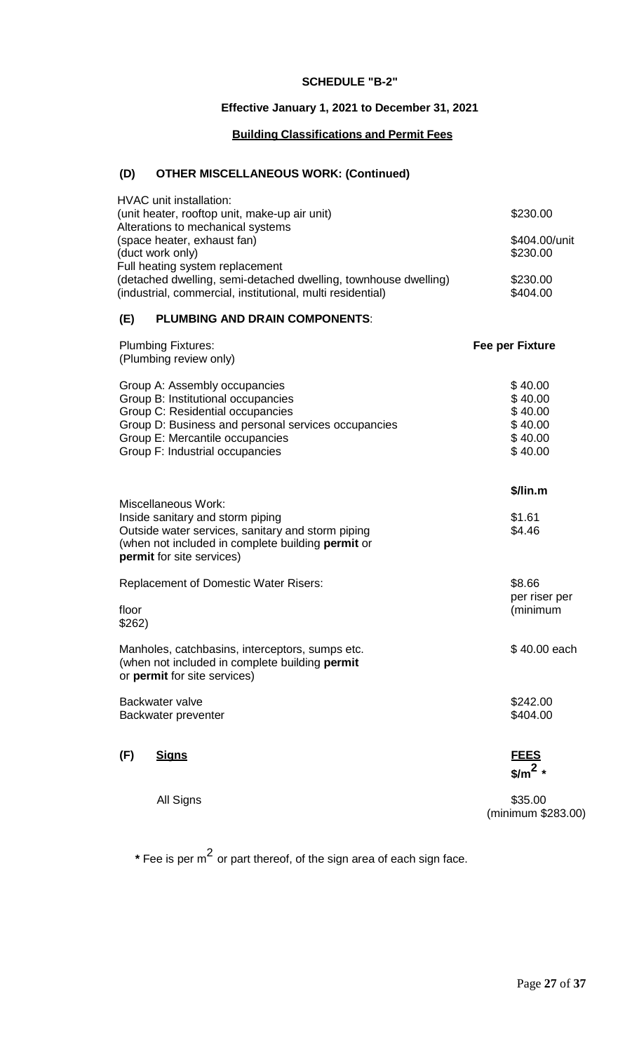**SCHEDULE "B-2"**

**Effective January 1, 2021 to December 31, 2021**

**Building Classifications and Permit Fees**

## (D) OTHER MISCELLANEOUS WORK: (Continued)

| | |
|---|---|
| HVAC unit installation: | |
| (unit heater, rooftop unit, make-up air unit) | $230.00 |
| Alterations to mechanical systems | |
| (space heater, exhaust fan) | $404.00/unit |
| (duct work only) | $230.00 |
| Full heating system replacement | |
| (detached dwelling, semi-detached dwelling, townhouse dwelling) | $230.00 |
| (industrial, commercial, institutional, multi residential) | $404.00 |

## (E) PLUMBING AND DRAIN COMPONENTS:

| Plumbing Fixtures: (Plumbing review only) | **Fee per Fixture** |
|---|---|
| Group A: Assembly occupancies | $ 40.00 |
| Group B: Institutional occupancies | $ 40.00 |
| Group C: Residential occupancies | $ 40.00 |
| Group D: Business and personal services occupancies | $ 40.00 |
| Group E: Mercantile occupancies | $ 40.00 |
| Group F: Industrial occupancies | $ 40.00 |

| Miscellaneous Work: | **$/lin.m** |
|---|---|
| Inside sanitary and storm piping | $1.61 |
| Outside water services, sanitary and storm piping (when not included in complete building **permit** or **permit** for site services) | $4.46 |

| | |
|---|---|
| Replacement of Domestic Water Risers: | $8.66 per riser per floor (minimum $262) |
| Manholes, catchbasins, interceptors, sumps etc. (when not included in complete building **permit** or **permit** for site services) | $ 40.00 each |
| Backwater valve | $242.00 |
| Backwater preventer | $404.00 |

## (F) Signs

| | **FEES** $/m$^2$ * |
|---|---|
| All Signs | $35.00 (minimum $283.00) |

* Fee is per $m^2$ or part thereof, of the sign area of each sign face.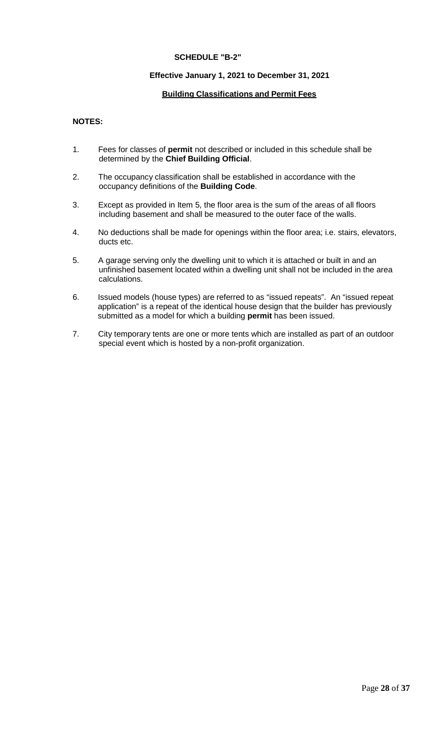## SCHEDULE "B-2"

### Effective January 1, 2021 to December 31, 2021

### Building Classifications and Permit Fees

**NOTES:**

1. Fees for classes of **permit** not described or included in this schedule shall be determined by the **Chief Building Official**.
2. The occupancy classification shall be established in accordance with the occupancy definitions of the **Building Code**.
3. Except as provided in Item 5, the floor area is the sum of the areas of all floors including basement and shall be measured to the outer face of the walls.
4. No deductions shall be made for openings within the floor area; i.e. stairs, elevators, ducts etc.
5. A garage serving only the dwelling unit to which it is attached or built in and an unfinished basement located within a dwelling unit shall not be included in the area calculations.
6. Issued models (house types) are referred to as "issued repeats". An "issued repeat application" is a repeat of the identical house design that the builder has previously submitted as a model for which a building **permit** has been issued.
7. City temporary tents are one or more tents which are installed as part of an outdoor special event which is hosted by a non-profit organization.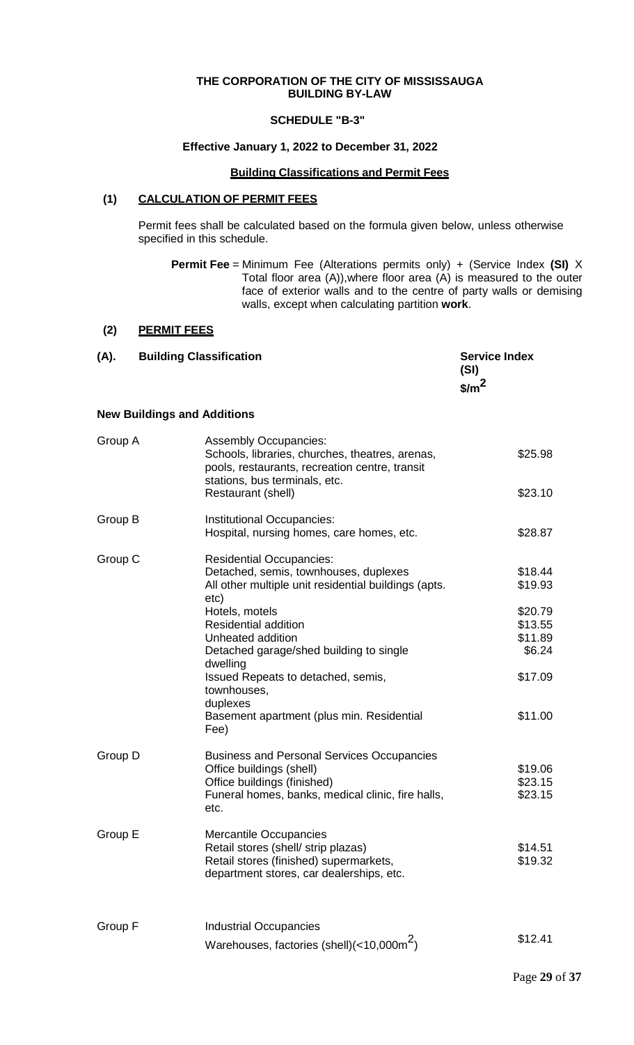**THE CORPORATION OF THE CITY OF MISSISSAUGA**
**BUILDING BY-LAW**

**SCHEDULE "B-3"**

**Effective January 1, 2022 to December 31, 2022**

**Building Classifications and Permit Fees**

## (1) CALCULATION OF PERMIT FEES

Permit fees shall be calculated based on the formula given below, unless otherwise specified in this schedule.

**Permit Fee** = Minimum Fee (Alterations permits only) + (Service Index **(SI)** X Total floor area (A)),where floor area (A) is measured to the outer face of exterior walls and to the centre of party walls or demising walls, except when calculating partition **work**.

## (2) PERMIT FEES

| **(A). Building Classification** | | **Service Index (SI) $/m$^2$$** |
|---|---|---|
| **New Buildings and Additions** | | |
| Group A | Assembly Occupancies: Schools, libraries, churches, theatres, arenas, pools, restaurants, recreation centre, transit stations, bus terminals, etc. | $25.98 |
| | Restaurant (shell) | $23.10 |
| Group B | Institutional Occupancies: Hospital, nursing homes, care homes, etc. | $28.87 |
| Group C | Residential Occupancies: Detached, semis, townhouses, duplexes | $18.44 |
| | All other multiple unit residential buildings (apts. etc) | $19.93 |
| | Hotels, motels | $20.79 |
| | Residential addition | $13.55 |
| | Unheated addition | $11.89 |
| | Detached garage/shed building to single dwelling | $6.24 |
| | Issued Repeats to detached, semis, townhouses, duplexes | $17.09 |
| | Basement apartment (plus min. Residential Fee) | $11.00 |
| Group D | Business and Personal Services Occupancies | |
| | Office buildings (shell) | $19.06 |
| | Office buildings (finished) | $23.15 |
| | Funeral homes, banks, medical clinic, fire halls, etc. | $23.15 |
| Group E | Mercantile Occupancies | |
| | Retail stores (shell/ strip plazas) | $14.51 |
| | Retail stores (finished) supermarkets, department stores, car dealerships, etc. | $19.32 |
| Group F | Industrial Occupancies | |
| | Warehouses, factories (shell)(<10,000m$^2$) | $12.41 |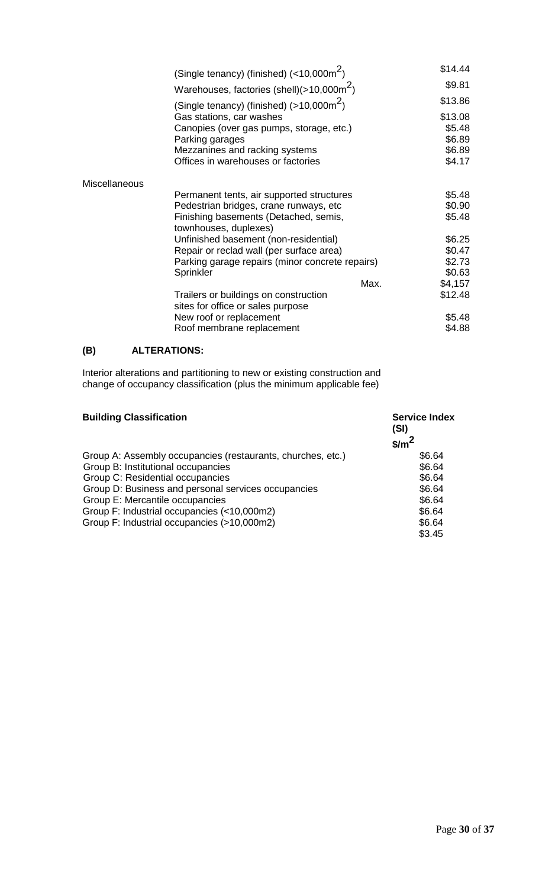| | | |
|---|---|---|
| | (Single tenancy) (finished) (<10,000m$^2$) | \$14.44 |
| | Warehouses, factories (shell)(>10,000m$^2$) | \$9.81 |
| | (Single tenancy) (finished) (>10,000m$^2$) | \$13.86 |
| | Gas stations, car washes | \$13.08 |
| | Canopies (over gas pumps, storage, etc.) | \$5.48 |
| | Parking garages | \$6.89 |
| | Mezzanines and racking systems | \$6.89 |
| | Offices in warehouses or factories | \$4.17 |
| Miscellaneous | | |
| | Permanent tents, air supported structures | \$5.48 |
| | Pedestrian bridges, crane runways, etc | \$0.90 |
| | Finishing basements (Detached, semis, townhouses, duplexes) | \$5.48 |
| | Unfinished basement (non-residential) | \$6.25 |
| | Repair or reclad wall (per surface area) | \$0.47 |
| | Parking garage repairs (minor concrete repairs) | \$2.73 |
| | Sprinkler | \$0.63 |
| | Max. | \$4,157 |
| | Trailers or buildings on construction sites for office or sales purpose | \$12.48 |
| | New roof or replacement | \$5.48 |
| | Roof membrane replacement | \$4.88 |

### (B) ALTERATIONS:

Interior alterations and partitioning to new or existing construction and change of occupancy classification (plus the minimum applicable fee)

| **Building Classification** | **Service Index (SI) \$/m$^2$** |
|---|---|
| Group A: Assembly occupancies (restaurants, churches, etc.) | \$6.64 |
| Group B: Institutional occupancies | \$6.64 |
| Group C: Residential occupancies | \$6.64 |
| Group D: Business and personal services occupancies | \$6.64 |
| Group E: Mercantile occupancies | \$6.64 |
| Group F: Industrial occupancies (<10,000m2) | \$6.64 |
| Group F: Industrial occupancies (>10,000m2) | \$6.64 |
| | \$3.45 |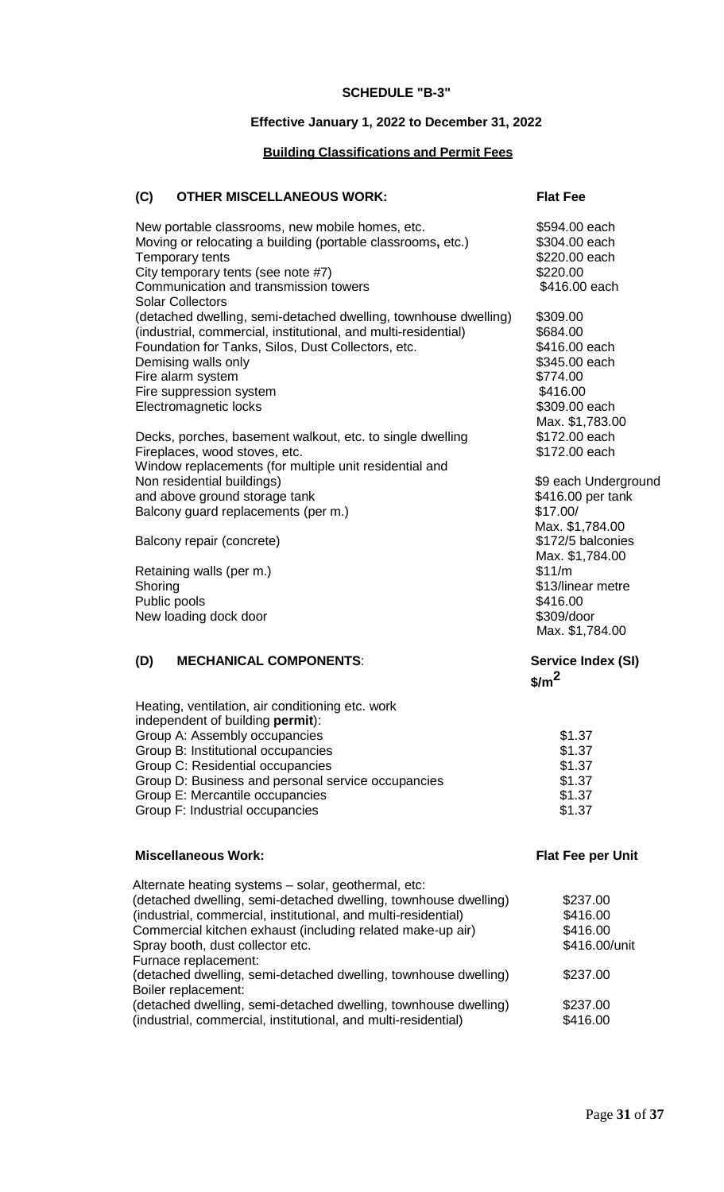**SCHEDULE "B-3"**

**Effective January 1, 2022 to December 31, 2022**

**Building Classifications and Permit Fees**

| **(C) OTHER MISCELLANEOUS WORK:** | **Flat Fee** |
|---|---|
| New portable classrooms, new mobile homes, etc. | $594.00 each |
| Moving or relocating a building (portable classrooms, etc.) | $304.00 each |
| Temporary tents | $220.00 each |
| City temporary tents (see note #7) | $220.00 |
| Communication and transmission towers | $416.00 each |
| Solar Collectors | |
| (detached dwelling, semi-detached dwelling, townhouse dwelling) | $309.00 |
| (industrial, commercial, institutional, and multi-residential) | $684.00 |
| Foundation for Tanks, Silos, Dust Collectors, etc. | $416.00 each |
| Demising walls only | $345.00 each |
| Fire alarm system | $774.00 |
| Fire suppression system | $416.00 |
| Electromagnetic locks | $309.00 each<br>Max. $1,783.00 |
| Decks, porches, basement walkout, etc. to single dwelling | $172.00 each |
| Fireplaces, wood stoves, etc. | $172.00 each |
| Window replacements (for multiple unit residential and Non residential buildings) | $9 each Underground |
| and above ground storage tank | $416.00 per tank |
| Balcony guard replacements (per m.) | $17.00/<br>Max. $1,784.00 |
| Balcony repair (concrete) | $172/5 balconies<br>Max. $1,784.00 |
| Retaining walls (per m.) | $11/m |
| Shoring | $13/linear metre |
| Public pools | $416.00 |
| New loading dock door | $309/door<br>Max. $1,784.00 |

| **(D) MECHANICAL COMPONENTS:** | **Service Index (SI) $/m²** |
|---|---|
| Heating, ventilation, air conditioning etc. work independent of building **permit**): | |
| Group A: Assembly occupancies | $1.37 |
| Group B: Institutional occupancies | $1.37 |
| Group C: Residential occupancies | $1.37 |
| Group D: Business and personal service occupancies | $1.37 |
| Group E: Mercantile occupancies | $1.37 |
| Group F: Industrial occupancies | $1.37 |

| **Miscellaneous Work:** | **Flat Fee per Unit** |
|---|---|
| Alternate heating systems – solar, geothermal, etc: | |
| (detached dwelling, semi-detached dwelling, townhouse dwelling) | $237.00 |
| (industrial, commercial, institutional, and multi-residential) | $416.00 |
| Commercial kitchen exhaust (including related make-up air) | $416.00 |
| Spray booth, dust collector etc. | $416.00/unit |
| Furnace replacement: | |
| (detached dwelling, semi-detached dwelling, townhouse dwelling) | $237.00 |
| Boiler replacement: | |
| (detached dwelling, semi-detached dwelling, townhouse dwelling) | $237.00 |
| (industrial, commercial, institutional, and multi-residential) | $416.00 |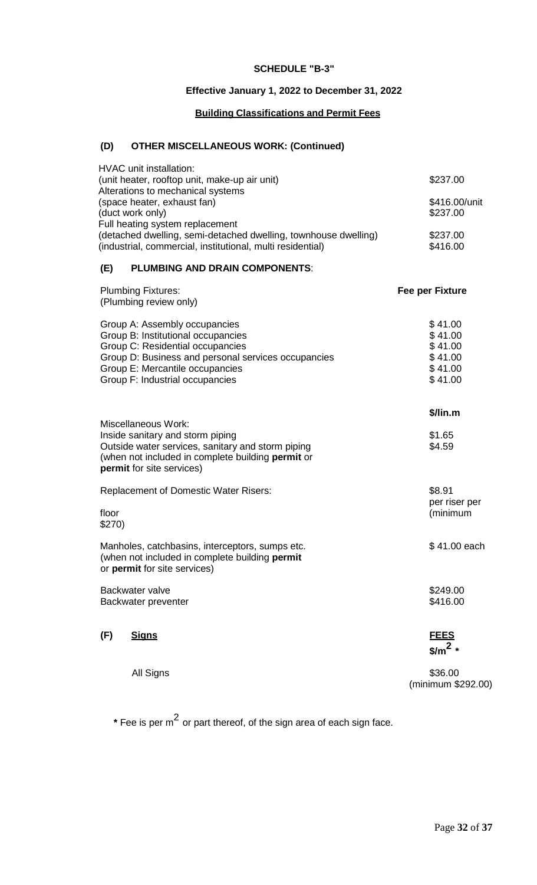**SCHEDULE "B-3"**

**Effective January 1, 2022 to December 31, 2022**

**Building Classifications and Permit Fees**

### (D) OTHER MISCELLANEOUS WORK: (Continued)

| | |
|---|---|
| HVAC unit installation: (unit heater, rooftop unit, make-up air unit) | $237.00 |
| Alterations to mechanical systems (space heater, exhaust fan) | $416.00/unit |
| (duct work only) | $237.00 |
| Full heating system replacement (detached dwelling, semi-detached dwelling, townhouse dwelling) | $237.00 |
| (industrial, commercial, institutional, multi residential) | $416.00 |

### (E) PLUMBING AND DRAIN COMPONENTS:

| Plumbing Fixtures: (Plumbing review only) | **Fee per Fixture** |
|---|---|
| Group A: Assembly occupancies | $ 41.00 |
| Group B: Institutional occupancies | $ 41.00 |
| Group C: Residential occupancies | $ 41.00 |
| Group D: Business and personal services occupancies | $ 41.00 |
| Group E: Mercantile occupancies | $ 41.00 |
| Group F: Industrial occupancies | $ 41.00 |

| Miscellaneous Work: | **$/lin.m** |
|---|---|
| Inside sanitary and storm piping | $1.65 |
| Outside water services, sanitary and storm piping (when not included in complete building **permit** or **permit** for site services) | $4.59 |
| Replacement of Domestic Water Risers: | $8.91 per riser per floor (minimum $270) |
| Manholes, catchbasins, interceptors, sumps etc. (when not included in complete building **permit** or **permit** for site services) | $ 41.00 each |
| Backwater valve | $249.00 |
| Backwater preventer | $416.00 |

### (F) Signs

| | **FEES** $/m^2$ * |
|---|---|
| All Signs | $36.00 (minimum $292.00) |

* Fee is per $m^2$ or part thereof, of the sign area of each sign face.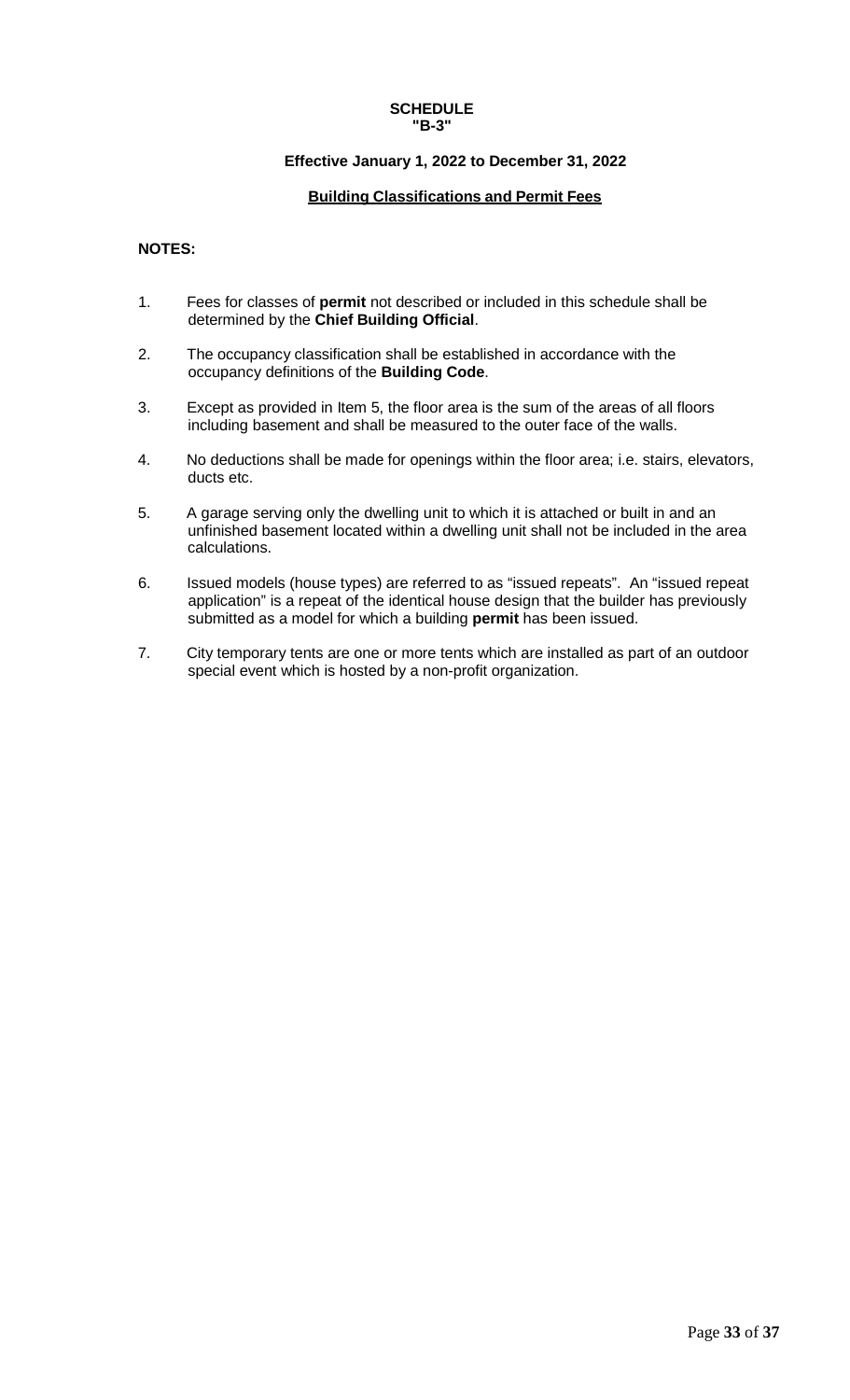**SCHEDULE**
**"B-3"**

**Effective January 1, 2022 to December 31, 2022**

**Building Classifications and Permit Fees**

**NOTES:**

1. Fees for classes of **permit** not described or included in this schedule shall be determined by the **Chief Building Official**.

2. The occupancy classification shall be established in accordance with the occupancy definitions of the **Building Code**.

3. Except as provided in Item 5, the floor area is the sum of the areas of all floors including basement and shall be measured to the outer face of the walls.

4. No deductions shall be made for openings within the floor area; i.e. stairs, elevators, ducts etc.

5. A garage serving only the dwelling unit to which it is attached or built in and an unfinished basement located within a dwelling unit shall not be included in the area calculations.

6. Issued models (house types) are referred to as "issued repeats". An "issued repeat application" is a repeat of the identical house design that the builder has previously submitted as a model for which a building **permit** has been issued.

7. City temporary tents are one or more tents which are installed as part of an outdoor special event which is hosted by a non-profit organization.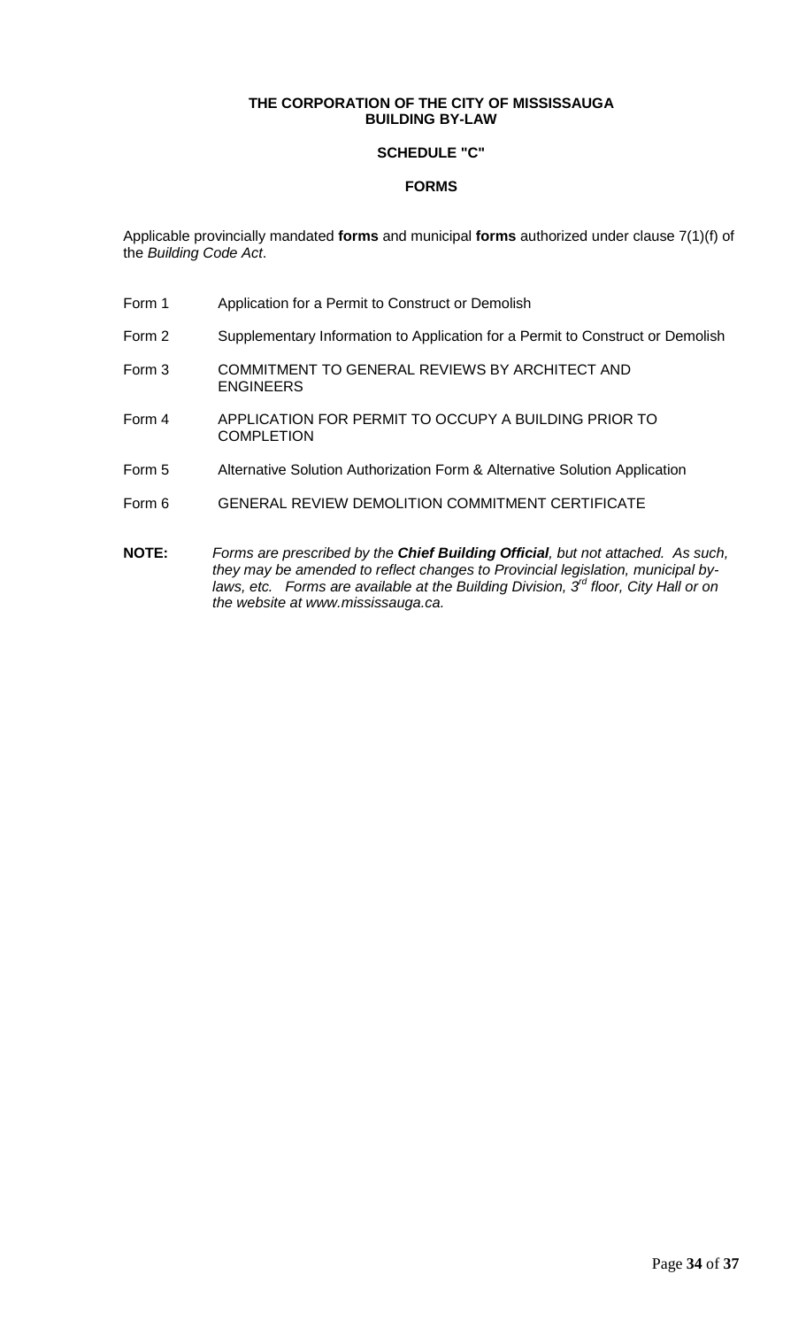**THE CORPORATION OF THE CITY OF MISSISSAUGA**
**BUILDING BY-LAW**

**SCHEDULE "C"**

**FORMS**

Applicable provincially mandated **forms** and municipal **forms** authorized under clause 7(1)(f) of the *Building Code Act*.

| | |
|---|---|
| Form 1 | Application for a Permit to Construct or Demolish |
| Form 2 | Supplementary Information to Application for a Permit to Construct or Demolish |
| Form 3 | COMMITMENT TO GENERAL REVIEWS BY ARCHITECT AND ENGINEERS |
| Form 4 | APPLICATION FOR PERMIT TO OCCUPY A BUILDING PRIOR TO COMPLETION |
| Form 5 | Alternative Solution Authorization Form & Alternative Solution Application |
| Form 6 | GENERAL REVIEW DEMOLITION COMMITMENT CERTIFICATE |

**NOTE:** *Forms are prescribed by the **Chief Building Official**, but not attached. As such, they may be amended to reflect changes to Provincial legislation, municipal by-laws, etc. Forms are available at the Building Division, 3rd floor, City Hall or on the website at www.mississauga.ca.*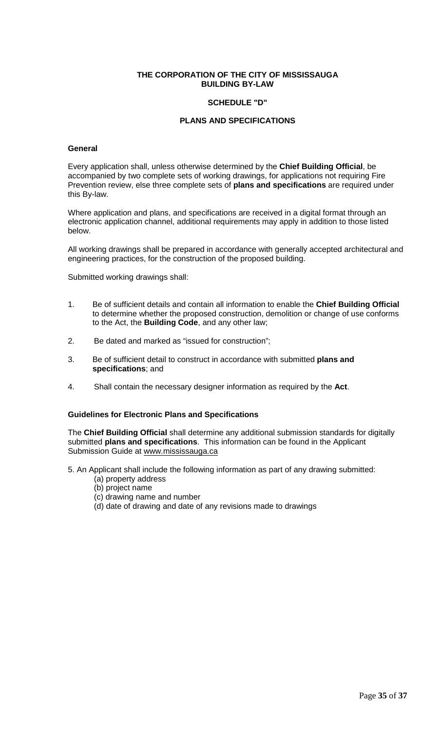**THE CORPORATION OF THE CITY OF MISSISSAUGA**
**BUILDING BY-LAW**

**SCHEDULE "D"**

**PLANS AND SPECIFICATIONS**

#### General

Every application shall, unless otherwise determined by the **Chief Building Official**, be accompanied by two complete sets of working drawings, for applications not requiring Fire Prevention review, else three complete sets of **plans and specifications** are required under this By-law.

Where application and plans, and specifications are received in a digital format through an electronic application channel, additional requirements may apply in addition to those listed below.

All working drawings shall be prepared in accordance with generally accepted architectural and engineering practices, for the construction of the proposed building.

Submitted working drawings shall:

1. Be of sufficient details and contain all information to enable the **Chief Building Official** to determine whether the proposed construction, demolition or change of use conforms to the Act, the **Building Code**, and any other law;
2. Be dated and marked as "issued for construction";
3. Be of sufficient detail to construct in accordance with submitted **plans and specifications**; and
4. Shall contain the necessary designer information as required by the **Act**.

#### Guidelines for Electronic Plans and Specifications

The **Chief Building Official** shall determine any additional submission standards for digitally submitted **plans and specifications**. This information can be found in the Applicant Submission Guide at www.mississauga.ca

5. An Applicant shall include the following information as part of any drawing submitted:
   (a) property address
   (b) project name
   (c) drawing name and number
   (d) date of drawing and date of any revisions made to drawings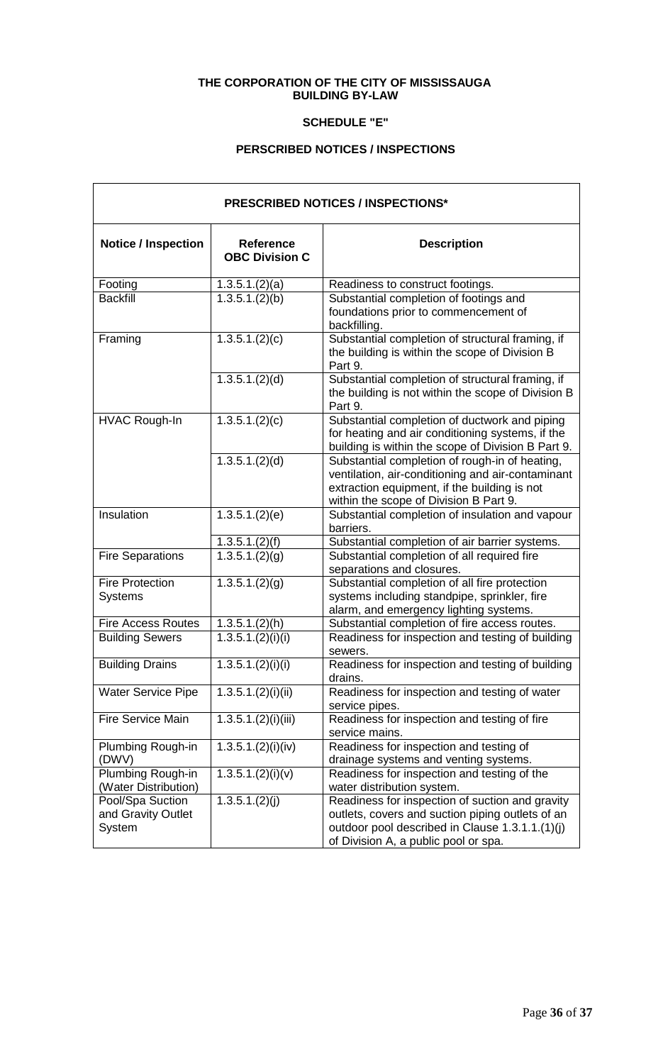**THE CORPORATION OF THE CITY OF MISSISSAUGA**
**BUILDING BY-LAW**

**SCHEDULE "E"**

**PERSCRIBED NOTICES / INSPECTIONS**

| **PRESCRIBED NOTICES / INSPECTIONS*** | | |
|---|---|---|
| **Notice / Inspection** | **Reference OBC Division C** | **Description** |
| Footing | 1.3.5.1.(2)(a) | Readiness to construct footings. |
| Backfill | 1.3.5.1.(2)(b) | Substantial completion of footings and foundations prior to commencement of backfilling. |
| Framing | 1.3.5.1.(2)(c) | Substantial completion of structural framing, if the building is within the scope of Division B Part 9. |
| | 1.3.5.1.(2)(d) | Substantial completion of structural framing, if the building is not within the scope of Division B Part 9. |
| HVAC Rough-In | 1.3.5.1.(2)(c) | Substantial completion of ductwork and piping for heating and air conditioning systems, if the building is within the scope of Division B Part 9. |
| | 1.3.5.1.(2)(d) | Substantial completion of rough-in of heating, ventilation, air-conditioning and air-contaminant extraction equipment, if the building is not within the scope of Division B Part 9. |
| Insulation | 1.3.5.1.(2)(e) | Substantial completion of insulation and vapour barriers. |
| | 1.3.5.1.(2)(f) | Substantial completion of air barrier systems. |
| Fire Separations | 1.3.5.1.(2)(g) | Substantial completion of all required fire separations and closures. |
| Fire Protection Systems | 1.3.5.1.(2)(g) | Substantial completion of all fire protection systems including standpipe, sprinkler, fire alarm, and emergency lighting systems. |
| Fire Access Routes | 1.3.5.1.(2)(h) | Substantial completion of fire access routes. |
| Building Sewers | 1.3.5.1.(2)(i)(i) | Readiness for inspection and testing of building sewers. |
| Building Drains | 1.3.5.1.(2)(i)(i) | Readiness for inspection and testing of building drains. |
| Water Service Pipe | 1.3.5.1.(2)(i)(ii) | Readiness for inspection and testing of water service pipes. |
| Fire Service Main | 1.3.5.1.(2)(i)(iii) | Readiness for inspection and testing of fire service mains. |
| Plumbing Rough-in (DWV) | 1.3.5.1.(2)(i)(iv) | Readiness for inspection and testing of drainage systems and venting systems. |
| Plumbing Rough-in (Water Distribution) | 1.3.5.1.(2)(i)(v) | Readiness for inspection and testing of the water distribution system. |
| Pool/Spa Suction and Gravity Outlet System | 1.3.5.1.(2)(j) | Readiness for inspection of suction and gravity outlets, covers and suction piping outlets of an outdoor pool described in Clause 1.3.1.1.(1)(j) of Division A, a public pool or spa. |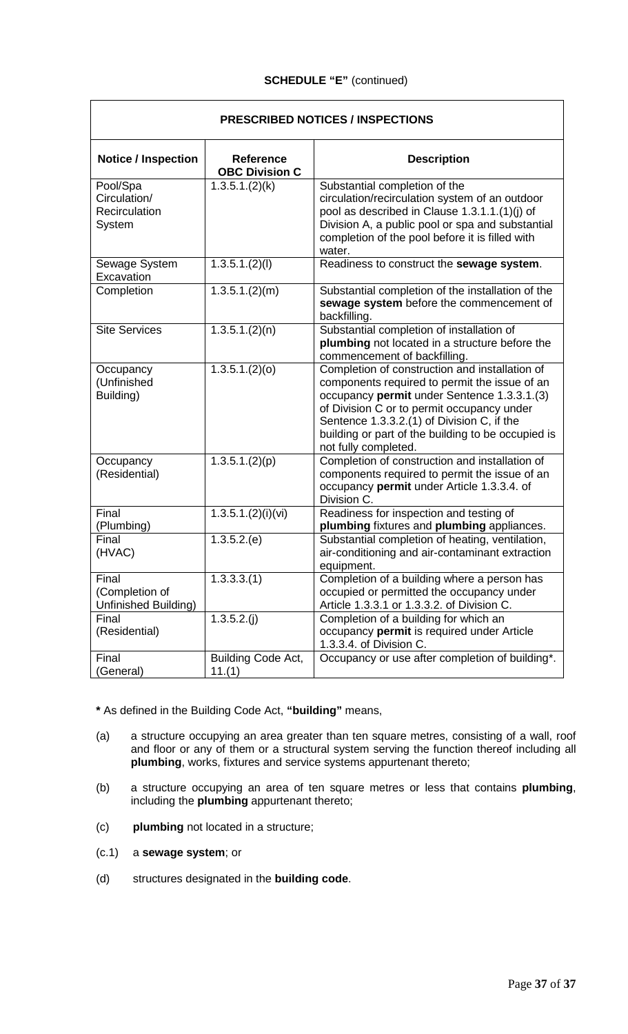**SCHEDULE "E"** (continued)

| **PRESCRIBED NOTICES / INSPECTIONS** | | |
|---|---|---|
| **Notice / Inspection** | **Reference OBC Division C** | **Description** |
| Pool/Spa Circulation/ Recirculation System | 1.3.5.1.(2)(k) | Substantial completion of the circulation/recirculation system of an outdoor pool as described in Clause 1.3.1.1.(1)(j) of Division A, a public pool or spa and substantial completion of the pool before it is filled with water. |
| Sewage System Excavation | 1.3.5.1.(2)(l) | Readiness to construct the **sewage system**. |
| Completion | 1.3.5.1.(2)(m) | Substantial completion of the installation of the **sewage system** before the commencement of backfilling. |
| Site Services | 1.3.5.1.(2)(n) | Substantial completion of installation of **plumbing** not located in a structure before the commencement of backfilling. |
| Occupancy (Unfinished Building) | 1.3.5.1.(2)(o) | Completion of construction and installation of components required to permit the issue of an occupancy **permit** under Sentence 1.3.3.1.(3) of Division C or to permit occupancy under Sentence 1.3.3.2.(1) of Division C, if the building or part of the building to be occupied is not fully completed. |
| Occupancy (Residential) | 1.3.5.1.(2)(p) | Completion of construction and installation of components required to permit the issue of an occupancy **permit** under Article 1.3.3.4. of Division C. |
| Final (Plumbing) | 1.3.5.1.(2)(i)(vi) | Readiness for inspection and testing of **plumbing** fixtures and **plumbing** appliances. |
| Final (HVAC) | 1.3.5.2.(e) | Substantial completion of heating, ventilation, air-conditioning and air-contaminant extraction equipment. |
| Final (Completion of Unfinished Building) | 1.3.3.3.(1) | Completion of a building where a person has occupied or permitted the occupancy under Article 1.3.3.1 or 1.3.3.2. of Division C. |
| Final (Residential) | 1.3.5.2.(j) | Completion of a building for which an occupancy **permit** is required under Article 1.3.3.4. of Division C. |
| Final (General) | Building Code Act, 11.(1) | Occupancy or use after completion of building*. |

**\*** As defined in the Building Code Act, **"building"** means,

(a) a structure occupying an area greater than ten square metres, consisting of a wall, roof and floor or any of them or a structural system serving the function thereof including all **plumbing**, works, fixtures and service systems appurtenant thereto;

(b) a structure occupying an area of ten square metres or less that contains **plumbing**, including the **plumbing** appurtenant thereto;

(c) **plumbing** not located in a structure;

(c.1) a **sewage system**; or

(d) structures designated in the **building code**.